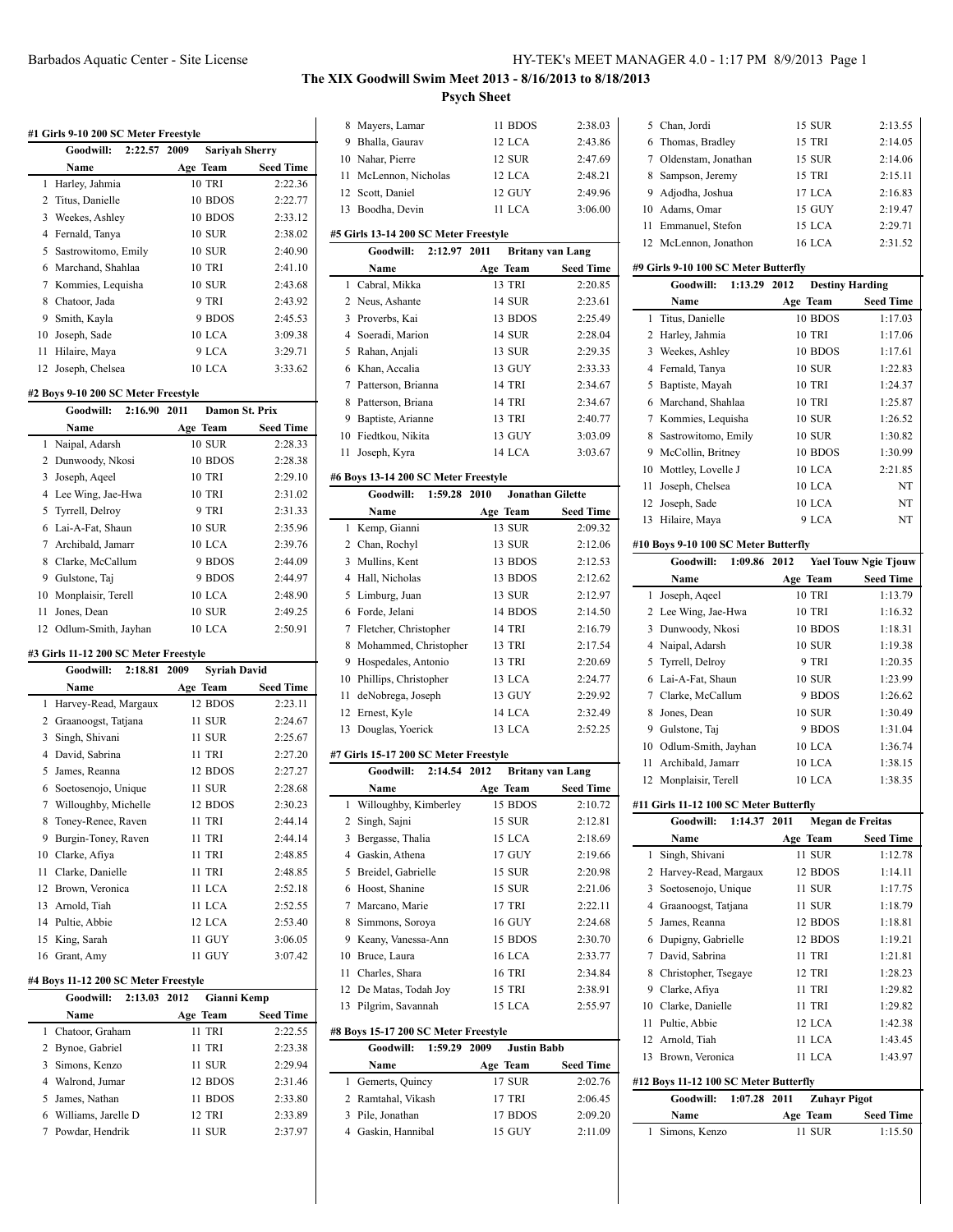# The XIX Goodwill Swim Meet 2013 - 8/16/2013 to 8/18/2013

## Psych Sheet

### #1 Girls 9-10 200 SC Meter Freestyle

Goodwill: 2:22.57 2009 Sariyah Sherry

| | Name | Age | Team | Seed Time |
|---|---|---|---|---|
| 1 | Harley, Jahmia | 10 | TRI | 2:22.36 |
| 2 | Titus, Danielle | 10 | BDOS | 2:22.77 |
| 3 | Weekes, Ashley | 10 | BDOS | 2:33.12 |
| 4 | Fernald, Tanya | 10 | SUR | 2:38.02 |
| 5 | Sastrowitomo, Emily | 10 | SUR | 2:40.90 |
| 6 | Marchand, Shahlaa | 10 | TRI | 2:41.10 |
| 7 | Kommies, Lequisha | 10 | SUR | 2:43.68 |
| 8 | Chatoor, Jada | 9 | TRI | 2:43.92 |
| 9 | Smith, Kayla | 9 | BDOS | 2:45.53 |
| 10 | Joseph, Sade | 10 | LCA | 3:09.38 |
| 11 | Hilaire, Maya | 9 | LCA | 3:29.71 |
| 12 | Joseph, Chelsea | 10 | LCA | 3:33.62 |

### #2 Boys 9-10 200 SC Meter Freestyle

Goodwill: 2:16.90 2011 Damon St. Prix

| | Name | Age | Team | Seed Time |
|---|---|---|---|---|
| 1 | Naipal, Adarsh | 10 | SUR | 2:28.33 |
| 2 | Dunwoody, Nkosi | 10 | BDOS | 2:28.38 |
| 3 | Joseph, Aqeel | 10 | TRI | 2:29.10 |
| 4 | Lee Wing, Jae-Hwa | 10 | TRI | 2:31.02 |
| 5 | Tyrrell, Delroy | 9 | TRI | 2:31.33 |
| 6 | Lai-A-Fat, Shaun | 10 | SUR | 2:35.96 |
| 7 | Archibald, Jamarr | 10 | LCA | 2:39.76 |
| 8 | Clarke, McCallum | 9 | BDOS | 2:44.09 |
| 9 | Gulstone, Taj | 9 | BDOS | 2:44.97 |
| 10 | Monplaisir, Terell | 10 | LCA | 2:48.90 |
| 11 | Jones, Dean | 10 | SUR | 2:49.25 |
| 12 | Odlum-Smith, Jayhan | 10 | LCA | 2:50.91 |

### #3 Girls 11-12 200 SC Meter Freestyle

Goodwill: 2:18.81 2009 Syriah David

| | Name | Age | Team | Seed Time |
|---|---|---|---|---|
| 1 | Harvey-Read, Margaux | 12 | BDOS | 2:23.11 |
| 2 | Graanoogst, Tatjana | 11 | SUR | 2:24.67 |
| 3 | Singh, Shivani | 11 | SUR | 2:25.67 |
| 4 | David, Sabrina | 11 | TRI | 2:27.20 |
| 5 | James, Reanna | 12 | BDOS | 2:27.27 |
| 6 | Soetosenojo, Unique | 11 | SUR | 2:28.68 |
| 7 | Willoughby, Michelle | 12 | BDOS | 2:30.23 |
| 8 | Toney-Renee, Raven | 11 | TRI | 2:44.14 |
| 9 | Burgin-Toney, Raven | 11 | TRI | 2:44.14 |
| 10 | Clarke, Afiya | 11 | TRI | 2:48.85 |
| 11 | Clarke, Danielle | 11 | TRI | 2:48.85 |
| 12 | Brown, Veronica | 11 | LCA | 2:52.18 |
| 13 | Arnold, Tiah | 11 | LCA | 2:52.55 |
| 14 | Pultie, Abbie | 12 | LCA | 2:53.40 |
| 15 | King, Sarah | 11 | GUY | 3:06.05 |
| 16 | Grant, Amy | 11 | GUY | 3:07.42 |

### #4 Boys 11-12 200 SC Meter Freestyle

Goodwill: 2:13.03 2012 Gianni Kemp

| | Name | Age | Team | Seed Time |
|---|---|---|---|---|
| 1 | Chatoor, Graham | 11 | TRI | 2:22.55 |
| 2 | Bynoe, Gabriel | 11 | TRI | 2:23.38 |
| 3 | Simons, Kenzo | 11 | SUR | 2:29.94 |
| 4 | Walrond, Jumar | 12 | BDOS | 2:31.46 |
| 5 | James, Nathan | 11 | BDOS | 2:33.80 |
| 6 | Williams, Jarelle D | 12 | TRI | 2:33.89 |
| 7 | Powdar, Hendrik | 11 | SUR | 2:37.97 |
| 8 | Mayers, Lamar | 11 | BDOS | 2:38.03 |
| 9 | Bhalla, Gaurav | 12 | LCA | 2:43.86 |
| 10 | Nahar, Pierre | 12 | SUR | 2:47.69 |
| 11 | McLennon, Nicholas | 12 | LCA | 2:48.21 |
| 12 | Scott, Daniel | 12 | GUY | 2:49.96 |
| 13 | Boodha, Devin | 11 | LCA | 3:06.00 |

### #5 Girls 13-14 200 SC Meter Freestyle

Goodwill: 2:12.97 2011 Britany van Lang

| | Name | Age | Team | Seed Time |
|---|---|---|---|---|
| 1 | Cabral, Mikka | 13 | TRI | 2:20.85 |
| 2 | Neus, Ashante | 14 | SUR | 2:23.61 |
| 3 | Proverbs, Kai | 13 | BDOS | 2:25.49 |
| 4 | Soeradi, Marion | 14 | SUR | 2:28.04 |
| 5 | Rahan, Anjali | 13 | SUR | 2:29.35 |
| 6 | Khan, Accalia | 13 | GUY | 2:33.33 |
| 7 | Patterson, Brianna | 14 | TRI | 2:34.67 |
| 8 | Patterson, Briana | 14 | TRI | 2:34.67 |
| 9 | Baptiste, Arianne | 13 | TRI | 2:40.77 |
| 10 | Fiedtkou, Nikita | 13 | GUY | 3:03.09 |
| 11 | Joseph, Kyra | 14 | LCA | 3:03.67 |

### #6 Boys 13-14 200 SC Meter Freestyle

Goodwill: 1:59.28 2010 Jonathan Gilette

| | Name | Age | Team | Seed Time |
|---|---|---|---|---|
| 1 | Kemp, Gianni | 13 | SUR | 2:09.32 |
| 2 | Chan, Rochyl | 13 | SUR | 2:12.06 |
| 3 | Mullins, Kent | 13 | BDOS | 2:12.53 |
| 4 | Hall, Nicholas | 13 | BDOS | 2:12.62 |
| 5 | Limburg, Juan | 13 | SUR | 2:12.97 |
| 6 | Forde, Jelani | 14 | BDOS | 2:14.50 |
| 7 | Fletcher, Christopher | 14 | TRI | 2:16.79 |
| 8 | Mohammed, Christopher | 13 | TRI | 2:17.54 |
| 9 | Hospedales, Antonio | 13 | TRI | 2:20.69 |
| 10 | Phillips, Christopher | 13 | LCA | 2:24.77 |
| 11 | deNobrega, Joseph | 13 | GUY | 2:29.92 |
| 12 | Ernest, Kyle | 14 | LCA | 2:32.49 |
| 13 | Douglas, Yoerick | 13 | LCA | 2:52.25 |

### #7 Girls 15-17 200 SC Meter Freestyle

Goodwill: 2:14.54 2012 Britany van Lang

| | Name | Age | Team | Seed Time |
|---|---|---|---|---|
| 1 | Willoughby, Kimberley | 15 | BDOS | 2:10.72 |
| 2 | Singh, Sajni | 15 | SUR | 2:12.81 |
| 3 | Bergasse, Thalia | 15 | LCA | 2:18.69 |
| 4 | Gaskin, Athena | 17 | GUY | 2:19.66 |
| 5 | Breidel, Gabrielle | 15 | SUR | 2:20.98 |
| 6 | Hoost, Shanine | 15 | SUR | 2:21.06 |
| 7 | Marcano, Marie | 17 | TRI | 2:22.11 |
| 8 | Simmons, Soroya | 16 | GUY | 2:24.68 |
| 9 | Keany, Vanessa-Ann | 15 | BDOS | 2:30.70 |
| 10 | Bruce, Laura | 16 | LCA | 2:33.77 |
| 11 | Charles, Shara | 16 | TRI | 2:34.84 |
| 12 | De Matas, Todah Joy | 15 | TRI | 2:38.91 |
| 13 | Pilgrim, Savannah | 15 | LCA | 2:55.97 |

### #8 Boys 15-17 200 SC Meter Freestyle

Goodwill: 1:59.29 2009 Justin Babb

| | Name | Age | Team | Seed Time |
|---|---|---|---|---|
| 1 | Gemerts, Quincy | 17 | SUR | 2:02.76 |
| 2 | Ramtahal, Vikash | 17 | TRI | 2:06.45 |
| 3 | Pile, Jonathan | 17 | BDOS | 2:09.20 |
| 4 | Gaskin, Hannibal | 15 | GUY | 2:11.09 |
| 5 | Chan, Jordi | 15 | SUR | 2:13.55 |
| 6 | Thomas, Bradley | 15 | TRI | 2:14.05 |
| 7 | Oldenstam, Jonathan | 15 | SUR | 2:14.06 |
| 8 | Sampson, Jeremy | 15 | TRI | 2:15.11 |
| 9 | Adjodha, Joshua | 17 | LCA | 2:16.83 |
| 10 | Adams, Omar | 15 | GUY | 2:19.47 |
| 11 | Emmanuel, Stefon | 15 | LCA | 2:29.71 |
| 12 | McLennon, Jonathon | 16 | LCA | 2:31.52 |

### #9 Girls 9-10 100 SC Meter Butterfly

Goodwill: 1:13.29 2012 Destiny Harding

| | Name | Age | Team | Seed Time |
|---|---|---|---|---|
| 1 | Titus, Danielle | 10 | BDOS | 1:17.03 |
| 2 | Harley, Jahmia | 10 | TRI | 1:17.06 |
| 3 | Weekes, Ashley | 10 | BDOS | 1:17.61 |
| 4 | Fernald, Tanya | 10 | SUR | 1:22.83 |
| 5 | Baptiste, Mayah | 10 | TRI | 1:24.37 |
| 6 | Marchand, Shahlaa | 10 | TRI | 1:25.87 |
| 7 | Kommies, Lequisha | 10 | SUR | 1:26.52 |
| 8 | Sastrowitomo, Emily | 10 | SUR | 1:30.82 |
| 9 | McCollin, Britney | 10 | BDOS | 1:30.99 |
| 10 | Mottley, Lovelle J | 10 | LCA | 2:21.85 |
| 11 | Joseph, Chelsea | 10 | LCA | NT |
| 12 | Joseph, Sade | 10 | LCA | NT |
| 13 | Hilaire, Maya | 9 | LCA | NT |

### #10 Boys 9-10 100 SC Meter Butterfly

Goodwill: 1:09.86 2012 Yael Touw Ngie Tjouw

| | Name | Age | Team | Seed Time |
|---|---|---|---|---|
| 1 | Joseph, Aqeel | 10 | TRI | 1:13.79 |
| 2 | Lee Wing, Jae-Hwa | 10 | TRI | 1:16.32 |
| 3 | Dunwoody, Nkosi | 10 | BDOS | 1:18.31 |
| 4 | Naipal, Adarsh | 10 | SUR | 1:19.38 |
| 5 | Tyrrell, Delroy | 9 | TRI | 1:20.35 |
| 6 | Lai-A-Fat, Shaun | 10 | SUR | 1:23.99 |
| 7 | Clarke, McCallum | 9 | BDOS | 1:26.62 |
| 8 | Jones, Dean | 10 | SUR | 1:30.49 |
| 9 | Gulstone, Taj | 9 | BDOS | 1:31.04 |
| 10 | Odlum-Smith, Jayhan | 10 | LCA | 1:36.74 |
| 11 | Archibald, Jamarr | 10 | LCA | 1:38.15 |
| 12 | Monplaisir, Terell | 10 | LCA | 1:38.35 |

### #11 Girls 11-12 100 SC Meter Butterfly

Goodwill: 1:14.37 2011 Megan de Freitas

| | Name | Age | Team | Seed Time |
|---|---|---|---|---|
| 1 | Singh, Shivani | 11 | SUR | 1:12.78 |
| 2 | Harvey-Read, Margaux | 12 | BDOS | 1:14.11 |
| 3 | Soetosenojo, Unique | 11 | SUR | 1:17.75 |
| 4 | Graanoogst, Tatjana | 11 | SUR | 1:18.79 |
| 5 | James, Reanna | 12 | BDOS | 1:18.81 |
| 6 | Dupigny, Gabrielle | 12 | BDOS | 1:19.21 |
| 7 | David, Sabrina | 11 | TRI | 1:21.81 |
| 8 | Christopher, Tsegaye | 12 | TRI | 1:28.23 |
| 9 | Clarke, Afiya | 11 | TRI | 1:29.82 |
| 10 | Clarke, Danielle | 11 | TRI | 1:29.82 |
| 11 | Pultie, Abbie | 12 | LCA | 1:42.38 |
| 12 | Arnold, Tiah | 11 | LCA | 1:43.45 |
| 13 | Brown, Veronica | 11 | LCA | 1:43.97 |

### #12 Boys 11-12 100 SC Meter Butterfly

Goodwill: 1:07.28 2011 Zuhayr Pigot

| | Name | Age | Team | Seed Time |
|---|---|---|---|---|
| 1 | Simons, Kenzo | 11 | SUR | 1:15.50 |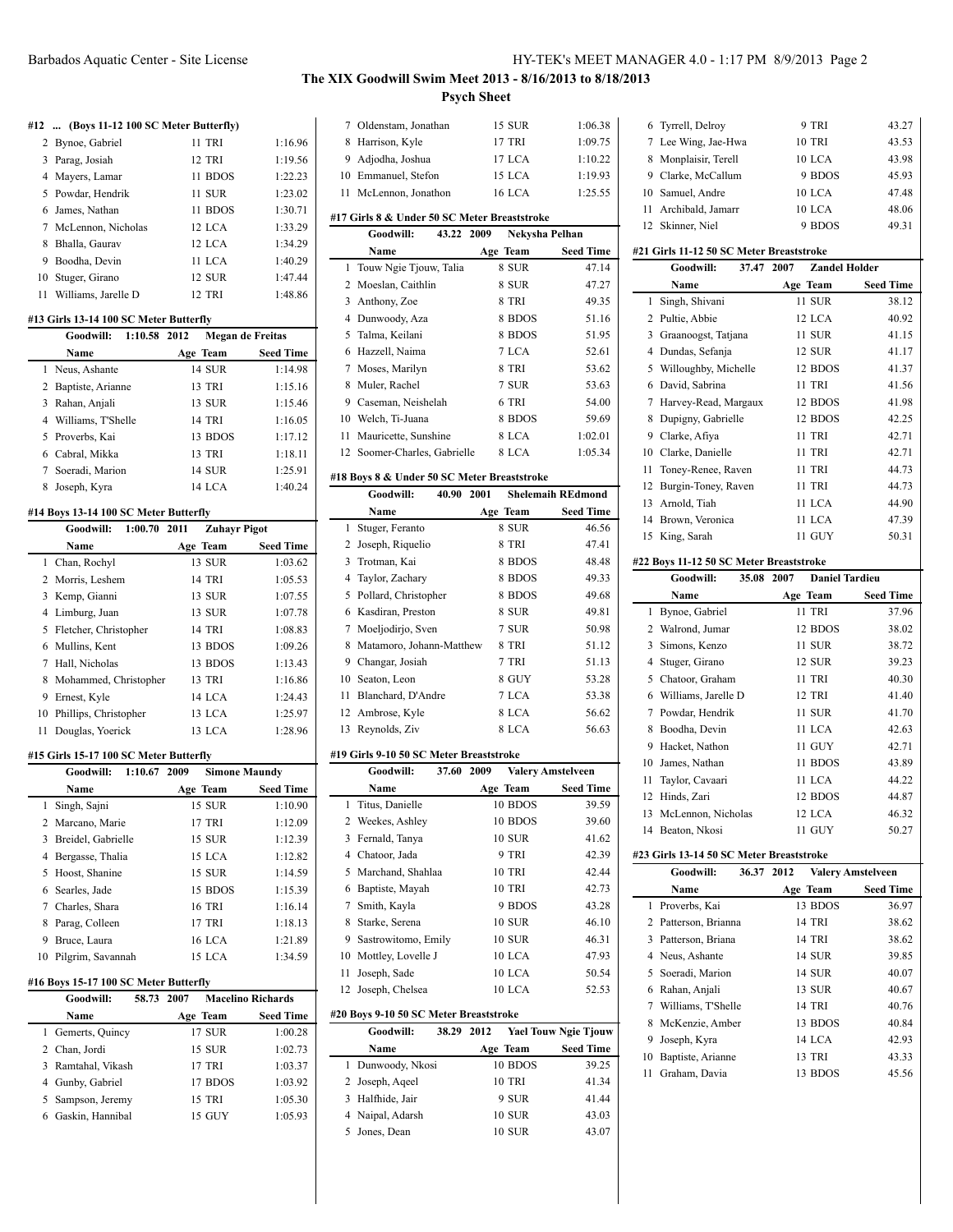# The XIX Goodwill Swim Meet 2013 - 8/16/2013 to 8/18/2013

## Psych Sheet

### #12 ... (Boys 11-12 100 SC Meter Butterfly)

| | Name | Age | Team | Seed Time |
|---|---|---|---|---|
| 2 | Bynoe, Gabriel | 11 | TRI | 1:16.96 |
| 3 | Parag, Josiah | 12 | TRI | 1:19.56 |
| 4 | Mayers, Lamar | 11 | BDOS | 1:22.23 |
| 5 | Powdar, Hendrik | 11 | SUR | 1:23.02 |
| 6 | James, Nathan | 11 | BDOS | 1:30.71 |
| 7 | McLennon, Nicholas | 12 | LCA | 1:33.29 |
| 8 | Bhalla, Gaurav | 12 | LCA | 1:34.29 |
| 9 | Boodha, Devin | 11 | LCA | 1:40.29 |
| 10 | Stuger, Girano | 12 | SUR | 1:47.44 |
| 11 | Williams, Jarelle D | 12 | TRI | 1:48.86 |

### #13 Girls 13-14 100 SC Meter Butterfly

Goodwill: 1:10.58 2012 Megan de Freitas

| | Name | Age | Team | Seed Time |
|---|---|---|---|---|
| 1 | Neus, Ashante | 14 | SUR | 1:14.98 |
| 2 | Baptiste, Arianne | 13 | TRI | 1:15.16 |
| 3 | Rahan, Anjali | 13 | SUR | 1:15.46 |
| 4 | Williams, T'Shelle | 14 | TRI | 1:16.05 |
| 5 | Proverbs, Kai | 13 | BDOS | 1:17.12 |
| 6 | Cabral, Mikka | 13 | TRI | 1:18.11 |
| 7 | Soeradi, Marion | 14 | SUR | 1:25.91 |
| 8 | Joseph, Kyra | 14 | LCA | 1:40.24 |

### #14 Boys 13-14 100 SC Meter Butterfly

Goodwill: 1:00.70 2011 Zuhayr Pigot

| | Name | Age | Team | Seed Time |
|---|---|---|---|---|
| 1 | Chan, Rochyl | 13 | SUR | 1:03.62 |
| 2 | Morris, Leshem | 14 | TRI | 1:05.53 |
| 3 | Kemp, Gianni | 13 | SUR | 1:07.55 |
| 4 | Limburg, Juan | 13 | SUR | 1:07.78 |
| 5 | Fletcher, Christopher | 14 | TRI | 1:08.83 |
| 6 | Mullins, Kent | 13 | BDOS | 1:09.26 |
| 7 | Hall, Nicholas | 13 | BDOS | 1:13.43 |
| 8 | Mohammed, Christopher | 13 | TRI | 1:16.86 |
| 9 | Ernest, Kyle | 14 | LCA | 1:24.43 |
| 10 | Phillips, Christopher | 13 | LCA | 1:25.97 |
| 11 | Douglas, Yoerick | 13 | LCA | 1:28.96 |

### #15 Girls 15-17 100 SC Meter Butterfly

Goodwill: 1:10.67 2009 Simone Maundy

| | Name | Age | Team | Seed Time |
|---|---|---|---|---|
| 1 | Singh, Sajni | 15 | SUR | 1:10.90 |
| 2 | Marcano, Marie | 17 | TRI | 1:12.09 |
| 3 | Breidel, Gabrielle | 15 | SUR | 1:12.39 |
| 4 | Bergasse, Thalia | 15 | LCA | 1:12.82 |
| 5 | Hoost, Shanine | 15 | SUR | 1:14.59 |
| 6 | Searles, Jade | 15 | BDOS | 1:15.39 |
| 7 | Charles, Shara | 16 | TRI | 1:16.14 |
| 8 | Parag, Colleen | 17 | TRI | 1:18.13 |
| 9 | Bruce, Laura | 16 | LCA | 1:21.89 |
| 10 | Pilgrim, Savannah | 15 | LCA | 1:34.59 |

### #16 Boys 15-17 100 SC Meter Butterfly

Goodwill: 58.73 2007 Macelino Richards

| | Name | Age | Team | Seed Time |
|---|---|---|---|---|
| 1 | Gemerts, Quincy | 17 | SUR | 1:00.28 |
| 2 | Chan, Jordi | 15 | SUR | 1:02.73 |
| 3 | Ramtahal, Vikash | 17 | TRI | 1:03.37 |
| 4 | Gunby, Gabriel | 17 | BDOS | 1:03.92 |
| 5 | Sampson, Jeremy | 15 | TRI | 1:05.30 |
| 6 | Gaskin, Hannibal | 15 | GUY | 1:05.93 |
| 7 | Oldenstam, Jonathan | 15 | SUR | 1:06.38 |
| 8 | Harrison, Kyle | 17 | TRI | 1:09.75 |
| 9 | Adjodha, Joshua | 17 | LCA | 1:10.22 |
| 10 | Emmanuel, Stefon | 15 | LCA | 1:19.93 |
| 11 | McLennon, Jonathon | 16 | LCA | 1:25.55 |

### #17 Girls 8 & Under 50 SC Meter Breaststroke

Goodwill: 43.22 2009 Nekysha Pelhan

| | Name | Age | Team | Seed Time |
|---|---|---|---|---|
| 1 | Touw Ngie Tjouw, Talia | 8 | SUR | 47.14 |
| 2 | Moeslan, Caithlin | 8 | SUR | 47.27 |
| 3 | Anthony, Zoe | 8 | TRI | 49.35 |
| 4 | Dunwoody, Aza | 8 | BDOS | 51.16 |
| 5 | Talma, Keilani | 8 | BDOS | 51.95 |
| 6 | Hazzell, Naima | 7 | LCA | 52.61 |
| 7 | Moses, Marilyn | 8 | TRI | 53.62 |
| 8 | Muler, Rachel | 7 | SUR | 53.63 |
| 9 | Caseman, Neishelah | 6 | TRI | 54.00 |
| 10 | Welch, Ti-Juana | 8 | BDOS | 59.69 |
| 11 | Mauricette, Sunshine | 8 | LCA | 1:02.01 |
| 12 | Soomer-Charles, Gabrielle | 8 | LCA | 1:05.34 |

### #18 Boys 8 & Under 50 SC Meter Breaststroke

Goodwill: 40.90 2001 Shelemaih REdmond

| | Name | Age | Team | Seed Time |
|---|---|---|---|---|
| 1 | Stuger, Feranto | 8 | SUR | 46.56 |
| 2 | Joseph, Riquelio | 8 | TRI | 47.41 |
| 3 | Trotman, Kai | 8 | BDOS | 48.48 |
| 4 | Taylor, Zachary | 8 | BDOS | 49.33 |
| 5 | Pollard, Christopher | 8 | BDOS | 49.68 |
| 6 | Kasdiran, Preston | 8 | SUR | 49.81 |
| 7 | Moeljodirjo, Sven | 7 | SUR | 50.98 |
| 8 | Matamoro, Johann-Matthew | 8 | TRI | 51.12 |
| 9 | Changar, Josiah | 7 | TRI | 51.13 |
| 10 | Seaton, Leon | 8 | GUY | 53.28 |
| 11 | Blanchard, D'Andre | 7 | LCA | 53.38 |
| 12 | Ambrose, Kyle | 8 | LCA | 56.62 |
| 13 | Reynolds, Ziv | 8 | LCA | 56.63 |

### #19 Girls 9-10 50 SC Meter Breaststroke

Goodwill: 37.60 2009 Valery Amstelveen

| | Name | Age | Team | Seed Time |
|---|---|---|---|---|
| 1 | Titus, Danielle | 10 | BDOS | 39.59 |
| 2 | Weekes, Ashley | 10 | BDOS | 39.60 |
| 3 | Fernald, Tanya | 10 | SUR | 41.62 |
| 4 | Chatoor, Jada | 9 | TRI | 42.39 |
| 5 | Marchand, Shahlaa | 10 | TRI | 42.44 |
| 6 | Baptiste, Mayah | 10 | TRI | 42.73 |
| 7 | Smith, Kayla | 9 | BDOS | 43.28 |
| 8 | Starke, Serena | 10 | SUR | 46.10 |
| 9 | Sastrowitomo, Emily | 10 | SUR | 46.31 |
| 10 | Mottley, Lovelle J | 10 | LCA | 47.93 |
| 11 | Joseph, Sade | 10 | LCA | 50.54 |
| 12 | Joseph, Chelsea | 10 | LCA | 52.53 |

### #20 Boys 9-10 50 SC Meter Breaststroke

Goodwill: 38.29 2012 Yael Touw Ngie Tjouw

| | Name | Age | Team | Seed Time |
|---|---|---|---|---|
| 1 | Dunwoody, Nkosi | 10 | BDOS | 39.25 |
| 2 | Joseph, Aqeel | 10 | TRI | 41.34 |
| 3 | Halfhide, Jair | 9 | SUR | 41.44 |
| 4 | Naipal, Adarsh | 10 | SUR | 43.03 |
| 5 | Jones, Dean | 10 | SUR | 43.07 |
| 6 | Tyrrell, Delroy | 9 | TRI | 43.27 |
| 7 | Lee Wing, Jae-Hwa | 10 | TRI | 43.53 |
| 8 | Monplaisir, Terell | 10 | LCA | 43.98 |
| 9 | Clarke, McCallum | 9 | BDOS | 45.93 |
| 10 | Samuel, Andre | 10 | LCA | 47.48 |
| 11 | Archibald, Jamarr | 10 | LCA | 48.06 |
| 12 | Skinner, Niel | 9 | BDOS | 49.31 |

### #21 Girls 11-12 50 SC Meter Breaststroke

Goodwill: 37.47 2007 Zandel Holder

| | Name | Age | Team | Seed Time |
|---|---|---|---|---|
| 1 | Singh, Shivani | 11 | SUR | 38.12 |
| 2 | Pultie, Abbie | 12 | LCA | 40.92 |
| 3 | Graanoogst, Tatjana | 11 | SUR | 41.15 |
| 4 | Dundas, Sefanja | 12 | SUR | 41.17 |
| 5 | Willoughby, Michelle | 12 | BDOS | 41.37 |
| 6 | David, Sabrina | 11 | TRI | 41.56 |
| 7 | Harvey-Read, Margaux | 12 | BDOS | 41.98 |
| 8 | Dupigny, Gabrielle | 12 | BDOS | 42.25 |
| 9 | Clarke, Afiya | 11 | TRI | 42.71 |
| 10 | Clarke, Danielle | 11 | TRI | 42.71 |
| 11 | Toney-Renee, Raven | 11 | TRI | 44.73 |
| 12 | Burgin-Toney, Raven | 11 | TRI | 44.73 |
| 13 | Arnold, Tiah | 11 | LCA | 44.90 |
| 14 | Brown, Veronica | 11 | LCA | 47.39 |
| 15 | King, Sarah | 11 | GUY | 50.31 |

### #22 Boys 11-12 50 SC Meter Breaststroke

Goodwill: 35.08 2007 Daniel Tardieu

| | Name | Age | Team | Seed Time |
|---|---|---|---|---|
| 1 | Bynoe, Gabriel | 11 | TRI | 37.96 |
| 2 | Walrond, Jumar | 12 | BDOS | 38.02 |
| 3 | Simons, Kenzo | 11 | SUR | 38.72 |
| 4 | Stuger, Girano | 12 | SUR | 39.23 |
| 5 | Chatoor, Graham | 11 | TRI | 40.30 |
| 6 | Williams, Jarelle D | 12 | TRI | 41.40 |
| 7 | Powdar, Hendrik | 11 | SUR | 41.70 |
| 8 | Boodha, Devin | 11 | LCA | 42.63 |
| 9 | Hacket, Nathon | 11 | GUY | 42.71 |
| 10 | James, Nathan | 11 | BDOS | 43.89 |
| 11 | Taylor, Cavaari | 11 | LCA | 44.22 |
| 12 | Hinds, Zari | 12 | BDOS | 44.87 |
| 13 | McLennon, Nicholas | 12 | LCA | 46.32 |
| 14 | Beaton, Nkosi | 11 | GUY | 50.27 |

### #23 Girls 13-14 50 SC Meter Breaststroke

Goodwill: 36.37 2012 Valery Amstelveen

| | Name | Age | Team | Seed Time |
|---|---|---|---|---|
| 1 | Proverbs, Kai | 13 | BDOS | 36.97 |
| 2 | Patterson, Brianna | 14 | TRI | 38.62 |
| 3 | Patterson, Briana | 14 | TRI | 38.62 |
| 4 | Neus, Ashante | 14 | SUR | 39.85 |
| 5 | Soeradi, Marion | 14 | SUR | 40.07 |
| 6 | Rahan, Anjali | 13 | SUR | 40.67 |
| 7 | Williams, T'Shelle | 14 | TRI | 40.76 |
| 8 | McKenzie, Amber | 13 | BDOS | 40.84 |
| 9 | Joseph, Kyra | 14 | LCA | 42.93 |
| 10 | Baptiste, Arianne | 13 | TRI | 43.33 |
| 11 | Graham, Davia | 13 | BDOS | 45.56 |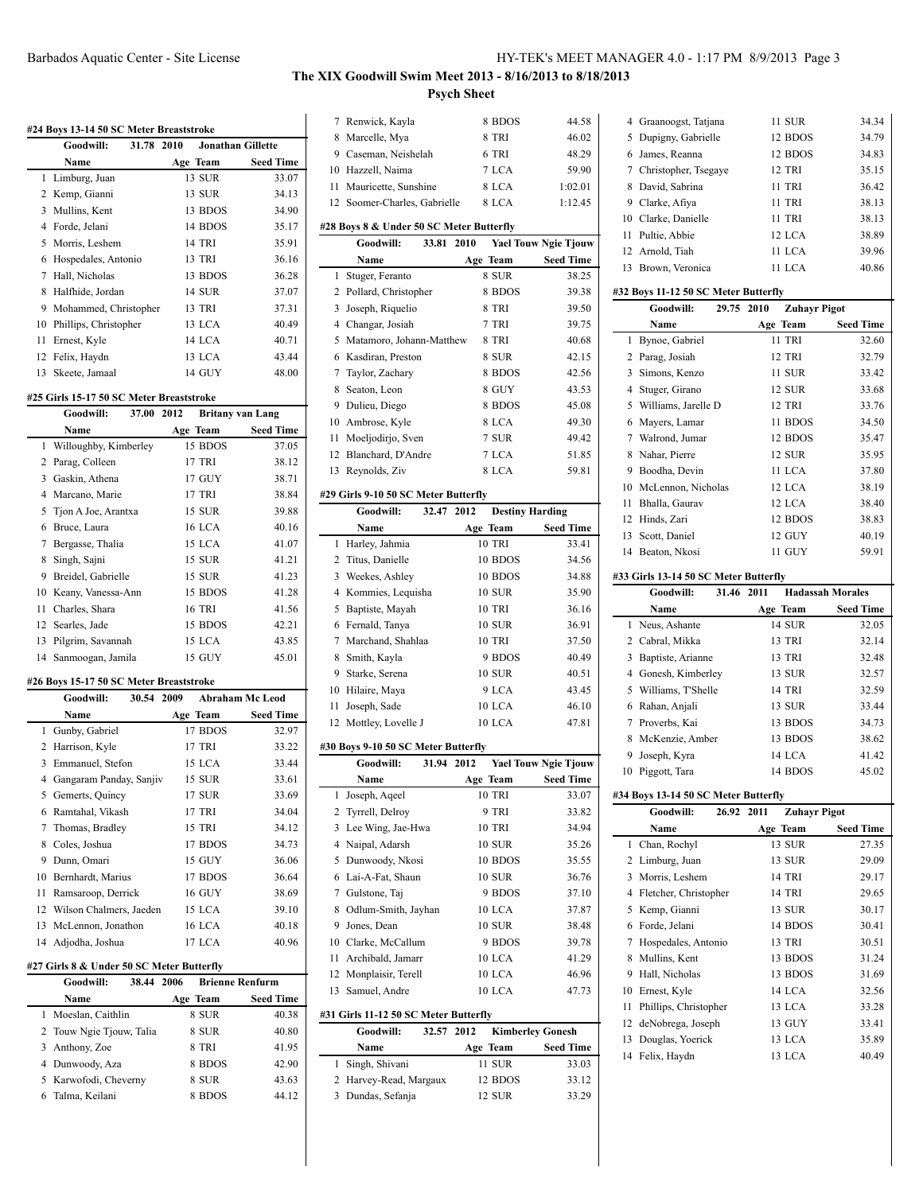# The XIX Goodwill Swim Meet 2013 - 8/16/2013 to 8/18/2013

## Psych Sheet

### #24 Boys 13-14 50 SC Meter Breaststroke

Goodwill: 31.78 2010 Jonathan Gillette

| | Name | Age | Team | Seed Time |
|---|---|---|---|---|
| 1 | Limburg, Juan | 13 | SUR | 33.07 |
| 2 | Kemp, Gianni | 13 | SUR | 34.13 |
| 3 | Mullins, Kent | 13 | BDOS | 34.90 |
| 4 | Forde, Jelani | 14 | BDOS | 35.17 |
| 5 | Morris, Leshem | 14 | TRI | 35.91 |
| 6 | Hospedales, Antonio | 13 | TRI | 36.16 |
| 7 | Hall, Nicholas | 13 | BDOS | 36.28 |
| 8 | Halfhide, Jordan | 14 | SUR | 37.07 |
| 9 | Mohammed, Christopher | 13 | TRI | 37.31 |
| 10 | Phillips, Christopher | 13 | LCA | 40.49 |
| 11 | Ernest, Kyle | 14 | LCA | 40.71 |
| 12 | Felix, Haydn | 13 | LCA | 43.44 |
| 13 | Skeete, Jamaal | 14 | GUY | 48.00 |

### #25 Girls 15-17 50 SC Meter Breaststroke

Goodwill: 37.00 2012 Britany van Lang

| | Name | Age | Team | Seed Time |
|---|---|---|---|---|
| 1 | Willoughby, Kimberley | 15 | BDOS | 37.05 |
| 2 | Parag, Colleen | 17 | TRI | 38.12 |
| 3 | Gaskin, Athena | 17 | GUY | 38.71 |
| 4 | Marcano, Marie | 17 | TRI | 38.84 |
| 5 | Tjon A Joe, Arantxa | 15 | SUR | 39.88 |
| 6 | Bruce, Laura | 16 | LCA | 40.16 |
| 7 | Bergasse, Thalia | 15 | LCA | 41.07 |
| 8 | Singh, Sajni | 15 | SUR | 41.21 |
| 9 | Breidel, Gabrielle | 15 | SUR | 41.23 |
| 10 | Keany, Vanessa-Ann | 15 | BDOS | 41.28 |
| 11 | Charles, Shara | 16 | TRI | 41.56 |
| 12 | Searles, Jade | 15 | BDOS | 42.21 |
| 13 | Pilgrim, Savannah | 15 | LCA | 43.85 |
| 14 | Sanmoogan, Jamila | 15 | GUY | 45.01 |

### #26 Boys 15-17 50 SC Meter Breaststroke

Goodwill: 30.54 2009 Abraham Mc Leod

| | Name | Age | Team | Seed Time |
|---|---|---|---|---|
| 1 | Gunby, Gabriel | 17 | BDOS | 32.97 |
| 2 | Harrison, Kyle | 17 | TRI | 33.22 |
| 3 | Emmanuel, Stefon | 15 | LCA | 33.44 |
| 4 | Gangaram Panday, Sanjiv | 15 | SUR | 33.61 |
| 5 | Gemerts, Quincy | 17 | SUR | 33.69 |
| 6 | Ramtahal, Vikash | 17 | TRI | 34.04 |
| 7 | Thomas, Bradley | 15 | TRI | 34.12 |
| 8 | Coles, Joshua | 17 | BDOS | 34.73 |
| 9 | Dunn, Omari | 15 | GUY | 36.06 |
| 10 | Bernhardt, Marius | 17 | BDOS | 36.64 |
| 11 | Ramsaroop, Derrick | 16 | GUY | 38.69 |
| 12 | Wilson Chalmers, Jaeden | 15 | LCA | 39.10 |
| 13 | McLennon, Jonathon | 16 | LCA | 40.18 |
| 14 | Adjodha, Joshua | 17 | LCA | 40.96 |

### #27 Girls 8 & Under 50 SC Meter Butterfly

Goodwill: 38.44 2006 Brienne Renfurm

| | Name | Age | Team | Seed Time |
|---|---|---|---|---|
| 1 | Moeslan, Caithlin | 8 | SUR | 40.38 |
| 2 | Touw Ngie Tjouw, Talia | 8 | SUR | 40.80 |
| 3 | Anthony, Zoe | 8 | TRI | 41.95 |
| 4 | Dunwoody, Aza | 8 | BDOS | 42.90 |
| 5 | Karwofodi, Cheverny | 8 | SUR | 43.63 |
| 6 | Talma, Keilani | 8 | BDOS | 44.12 |
| 7 | Renwick, Kayla | 8 | BDOS | 44.58 |
| 8 | Marcelle, Mya | 8 | TRI | 46.02 |
| 9 | Caseman, Neishelah | 6 | TRI | 48.29 |
| 10 | Hazzell, Naima | 7 | LCA | 59.90 |
| 11 | Mauricette, Sunshine | 8 | LCA | 1:02.01 |
| 12 | Soomer-Charles, Gabrielle | 8 | LCA | 1:12.45 |

### #28 Boys 8 & Under 50 SC Meter Butterfly

Goodwill: 33.81 2010 Yael Touw Ngie Tjouw

| | Name | Age | Team | Seed Time |
|---|---|---|---|---|
| 1 | Stuger, Feranto | 8 | SUR | 38.25 |
| 2 | Pollard, Christopher | 8 | BDOS | 39.38 |
| 3 | Joseph, Riquelio | 8 | TRI | 39.50 |
| 4 | Changar, Josiah | 7 | TRI | 39.75 |
| 5 | Matamoro, Johann-Matthew | 8 | TRI | 40.68 |
| 6 | Kasdiran, Preston | 8 | SUR | 42.15 |
| 7 | Taylor, Zachary | 8 | BDOS | 42.56 |
| 8 | Seaton, Leon | 8 | GUY | 43.53 |
| 9 | Dulieu, Diego | 8 | BDOS | 45.08 |
| 10 | Ambrose, Kyle | 8 | LCA | 49.30 |
| 11 | Moeljodirjo, Sven | 7 | SUR | 49.42 |
| 12 | Blanchard, D'Andre | 7 | LCA | 51.85 |
| 13 | Reynolds, Ziv | 8 | LCA | 59.81 |

### #29 Girls 9-10 50 SC Meter Butterfly

Goodwill: 32.47 2012 Destiny Harding

| | Name | Age | Team | Seed Time |
|---|---|---|---|---|
| 1 | Harley, Jahmia | 10 | TRI | 33.41 |
| 2 | Titus, Danielle | 10 | BDOS | 34.56 |
| 3 | Weekes, Ashley | 10 | BDOS | 34.88 |
| 4 | Kommies, Lequisha | 10 | SUR | 35.90 |
| 5 | Baptiste, Mayah | 10 | TRI | 36.16 |
| 6 | Fernald, Tanya | 10 | SUR | 36.91 |
| 7 | Marchand, Shahlaa | 10 | TRI | 37.50 |
| 8 | Smith, Kayla | 9 | BDOS | 40.49 |
| 9 | Starke, Serena | 10 | SUR | 40.51 |
| 10 | Hilaire, Maya | 9 | LCA | 43.45 |
| 11 | Joseph, Sade | 10 | LCA | 46.10 |
| 12 | Mottley, Lovelle J | 10 | LCA | 47.81 |

### #30 Boys 9-10 50 SC Meter Butterfly

Goodwill: 31.94 2012 Yael Touw Ngie Tjouw

| | Name | Age | Team | Seed Time |
|---|---|---|---|---|
| 1 | Joseph, Aqeel | 10 | TRI | 33.07 |
| 2 | Tyrrell, Delroy | 9 | TRI | 33.82 |
| 3 | Lee Wing, Jae-Hwa | 10 | TRI | 34.94 |
| 4 | Naipal, Adarsh | 10 | SUR | 35.26 |
| 5 | Dunwoody, Nkosi | 10 | BDOS | 35.55 |
| 6 | Lai-A-Fat, Shaun | 10 | SUR | 36.76 |
| 7 | Gulstone, Taj | 9 | BDOS | 37.10 |
| 8 | Odlum-Smith, Jayhan | 10 | LCA | 37.87 |
| 9 | Jones, Dean | 10 | SUR | 38.48 |
| 10 | Clarke, McCallum | 9 | BDOS | 39.78 |
| 11 | Archibald, Jamarr | 10 | LCA | 41.29 |
| 12 | Monplaisir, Terell | 10 | LCA | 46.96 |
| 13 | Samuel, Andre | 10 | LCA | 47.73 |

### #31 Girls 11-12 50 SC Meter Butterfly

Goodwill: 32.57 2012 Kimberley Gonesh

| | Name | Age | Team | Seed Time |
|---|---|---|---|---|
| 1 | Singh, Shivani | 11 | SUR | 33.03 |
| 2 | Harvey-Read, Margaux | 12 | BDOS | 33.12 |
| 3 | Dundas, Sefanja | 12 | SUR | 33.29 |
| 4 | Graanoogst, Tatjana | 11 | SUR | 34.34 |
| 5 | Dupigny, Gabrielle | 12 | BDOS | 34.79 |
| 6 | James, Reanna | 12 | BDOS | 34.83 |
| 7 | Christopher, Tsegaye | 12 | TRI | 35.15 |
| 8 | David, Sabrina | 11 | TRI | 36.42 |
| 9 | Clarke, Afiya | 11 | TRI | 38.13 |
| 10 | Clarke, Danielle | 11 | TRI | 38.13 |
| 11 | Pultie, Abbie | 12 | LCA | 38.89 |
| 12 | Arnold, Tiah | 11 | LCA | 39.96 |
| 13 | Brown, Veronica | 11 | LCA | 40.86 |

### #32 Boys 11-12 50 SC Meter Butterfly

Goodwill: 29.75 2010 Zuhayr Pigot

| | Name | Age | Team | Seed Time |
|---|---|---|---|---|
| 1 | Bynoe, Gabriel | 11 | TRI | 32.60 |
| 2 | Parag, Josiah | 12 | TRI | 32.79 |
| 3 | Simons, Kenzo | 11 | SUR | 33.42 |
| 4 | Stuger, Girano | 12 | SUR | 33.68 |
| 5 | Williams, Jarelle D | 12 | TRI | 33.76 |
| 6 | Mayers, Lamar | 11 | BDOS | 34.50 |
| 7 | Walrond, Jumar | 12 | BDOS | 35.47 |
| 8 | Nahar, Pierre | 12 | SUR | 35.95 |
| 9 | Boodha, Devin | 11 | LCA | 37.80 |
| 10 | McLennon, Nicholas | 12 | LCA | 38.19 |
| 11 | Bhalla, Gaurav | 12 | LCA | 38.40 |
| 12 | Hinds, Zari | 12 | BDOS | 38.83 |
| 13 | Scott, Daniel | 12 | GUY | 40.19 |
| 14 | Beaton, Nkosi | 11 | GUY | 59.91 |

### #33 Girls 13-14 50 SC Meter Butterfly

Goodwill: 31.46 2011 Hadassah Morales

| | Name | Age | Team | Seed Time |
|---|---|---|---|---|
| 1 | Neus, Ashante | 14 | SUR | 32.05 |
| 2 | Cabral, Mikka | 13 | TRI | 32.14 |
| 3 | Baptiste, Arianne | 13 | TRI | 32.48 |
| 4 | Gonesh, Kimberley | 13 | SUR | 32.57 |
| 5 | Williams, T'Shelle | 14 | TRI | 32.59 |
| 6 | Rahan, Anjali | 13 | SUR | 33.44 |
| 7 | Proverbs, Kai | 13 | BDOS | 34.73 |
| 8 | McKenzie, Amber | 13 | BDOS | 38.62 |
| 9 | Joseph, Kyra | 14 | LCA | 41.42 |
| 10 | Piggott, Tara | 14 | BDOS | 45.02 |

### #34 Boys 13-14 50 SC Meter Butterfly

Goodwill: 26.92 2011 Zuhayr Pigot

| | Name | Age | Team | Seed Time |
|---|---|---|---|---|
| 1 | Chan, Rochyl | 13 | SUR | 27.35 |
| 2 | Limburg, Juan | 13 | SUR | 29.09 |
| 3 | Morris, Leshem | 14 | TRI | 29.17 |
| 4 | Fletcher, Christopher | 14 | TRI | 29.65 |
| 5 | Kemp, Gianni | 13 | SUR | 30.17 |
| 6 | Forde, Jelani | 14 | BDOS | 30.41 |
| 7 | Hospedales, Antonio | 13 | TRI | 30.51 |
| 8 | Mullins, Kent | 13 | BDOS | 31.24 |
| 9 | Hall, Nicholas | 13 | BDOS | 31.69 |
| 10 | Ernest, Kyle | 14 | LCA | 32.56 |
| 11 | Phillips, Christopher | 13 | LCA | 33.28 |
| 12 | deNobrega, Joseph | 13 | GUY | 33.41 |
| 13 | Douglas, Yoerick | 13 | LCA | 35.89 |
| 14 | Felix, Haydn | 13 | LCA | 40.49 |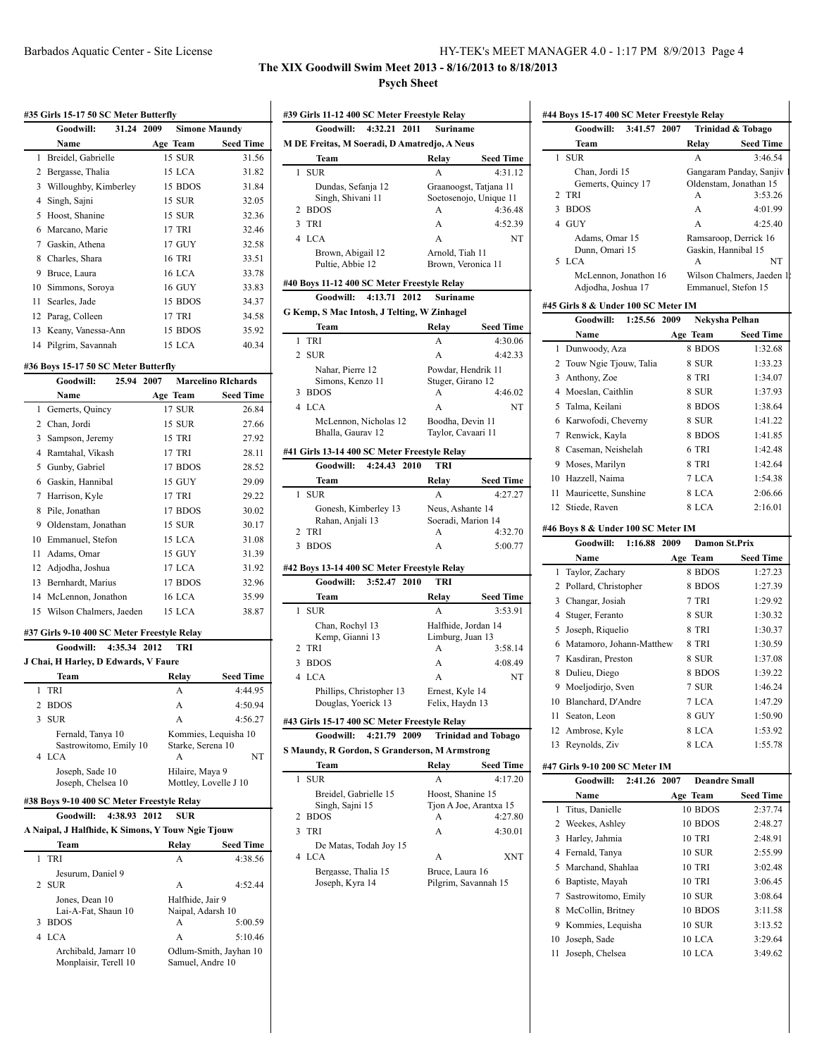# The XIX Goodwill Swim Meet 2013 - 8/16/2013 to 8/18/2013

## Psych Sheet

### #35 Girls 15-17 50 SC Meter Butterfly

Goodwill: 31.24 2009 Simone Maundy

| | Name | Age | Team | Seed Time |
|---|---|---|---|---|
| 1 | Breidel, Gabrielle | 15 | SUR | 31.56 |
| 2 | Bergasse, Thalia | 15 | LCA | 31.82 |
| 3 | Willoughby, Kimberley | 15 | BDOS | 31.84 |
| 4 | Singh, Sajni | 15 | SUR | 32.05 |
| 5 | Hoost, Shanine | 15 | SUR | 32.36 |
| 6 | Marcano, Marie | 17 | TRI | 32.46 |
| 7 | Gaskin, Athena | 17 | GUY | 32.58 |
| 8 | Charles, Shara | 16 | TRI | 33.51 |
| 9 | Bruce, Laura | 16 | LCA | 33.78 |
| 10 | Simmons, Soroya | 16 | GUY | 33.83 |
| 11 | Searles, Jade | 15 | BDOS | 34.37 |
| 12 | Parag, Colleen | 17 | TRI | 34.58 |
| 13 | Keany, Vanessa-Ann | 15 | BDOS | 35.92 |
| 14 | Pilgrim, Savannah | 15 | LCA | 40.34 |

### #36 Boys 15-17 50 SC Meter Butterfly

Goodwill: 25.94 2007 Marcelino RIchards

| | Name | Age | Team | Seed Time |
|---|---|---|---|---|
| 1 | Gemerts, Quincy | 17 | SUR | 26.84 |
| 2 | Chan, Jordi | 15 | SUR | 27.66 |
| 3 | Sampson, Jeremy | 15 | TRI | 27.92 |
| 4 | Ramtahal, Vikash | 17 | TRI | 28.11 |
| 5 | Gunby, Gabriel | 17 | BDOS | 28.52 |
| 6 | Gaskin, Hannibal | 15 | GUY | 29.09 |
| 7 | Harrison, Kyle | 17 | TRI | 29.22 |
| 8 | Pile, Jonathan | 17 | BDOS | 30.02 |
| 9 | Oldenstam, Jonathan | 15 | SUR | 30.17 |
| 10 | Emmanuel, Stefon | 15 | LCA | 31.08 |
| 11 | Adams, Omar | 15 | GUY | 31.39 |
| 12 | Adjodha, Joshua | 17 | LCA | 31.92 |
| 13 | Bernhardt, Marius | 17 | BDOS | 32.96 |
| 14 | McLennon, Jonathon | 16 | LCA | 35.99 |
| 15 | Wilson Chalmers, Jaeden | 15 | LCA | 38.87 |

### #37 Girls 9-10 400 SC Meter Freestyle Relay

Goodwill: 4:35.34 2012 TRI

J Chai, H Harley, D Edwards, V Faure

| | Team | Relay | Seed Time |
|---|---|---|---|
| 1 | TRI | A | 4:44.95 |
| 2 | BDOS | A | 4:50.94 |
| 3 | SUR | A | 4:56.27 |
| | Fernald, Tanya 10 | Kommies, Lequisha 10 | |
| | Sastrowitomo, Emily 10 | Starke, Serena 10 | |
| 4 | LCA | A | NT |
| | Joseph, Sade 10 | Hilaire, Maya 9 | |
| | Joseph, Chelsea 10 | Mottley, Lovelle J 10 | |

### #38 Boys 9-10 400 SC Meter Freestyle Relay

Goodwill: 4:38.93 2012 SUR

A Naipal, J Halfhide, K Simons, Y Touw Ngie Tjouw

| | Team | Relay | Seed Time |
|---|---|---|---|
| 1 | TRI | A | 4:38.56 |
| | Jesurum, Daniel 9 | | |
| 2 | SUR | A | 4:52.44 |
| | Jones, Dean 10 | Halfhide, Jair 9 | |
| | Lai-A-Fat, Shaun 10 | Naipal, Adarsh 10 | |
| 3 | BDOS | A | 5:00.59 |
| 4 | LCA | A | 5:10.46 |
| | Archibald, Jamarr 10 | Odlum-Smith, Jayhan 10 | |
| | Monplaisir, Terell 10 | Samuel, Andre 10 | |

### #39 Girls 11-12 400 SC Meter Freestyle Relay

Goodwill: 4:32.21 2011 Suriname

M DE Freitas, M Soeradi, D Amatredjo, A Neus

| | Team | Relay | Seed Time |
|---|---|---|---|
| 1 | SUR | A | 4:31.12 |
| | Dundas, Sefanja 12 | Graanoogst, Tatjana 11 | |
| | Singh, Shivani 11 | Soetosenojo, Unique 11 | |
| 2 | BDOS | A | 4:36.48 |
| 3 | TRI | A | 4:52.39 |
| 4 | LCA | A | NT |
| | Brown, Abigail 12 | Arnold, Tiah 11 | |
| | Pultie, Abbie 12 | Brown, Veronica 11 | |

### #40 Boys 11-12 400 SC Meter Freestyle Relay

Goodwill: 4:13.71 2012 Suriname

G Kemp, S Mac Intosh, J Telting, W Zinhagel

| | Team | Relay | Seed Time |
|---|---|---|---|
| 1 | TRI | A | 4:30.06 |
| 2 | SUR | A | 4:42.33 |
| | Nahar, Pierre 12 | Powdar, Hendrik 11 | |
| | Simons, Kenzo 11 | Stuger, Girano 12 | |
| 3 | BDOS | A | 4:46.02 |
| 4 | LCA | A | NT |
| | McLennon, Nicholas 12 | Boodha, Devin 11 | |
| | Bhalla, Gaurav 12 | Taylor, Cavaari 11 | |

### #41 Girls 13-14 400 SC Meter Freestyle Relay

Goodwill: 4:24.43 2010 TRI

| | Team | Relay | Seed Time |
|---|---|---|---|
| 1 | SUR | A | 4:27.27 |
| | Gonesh, Kimberley 13 | Neus, Ashante 14 | |
| | Rahan, Anjali 13 | Soeradi, Marion 14 | |
| 2 | TRI | A | 4:32.70 |
| 3 | BDOS | A | 5:00.77 |

### #42 Boys 13-14 400 SC Meter Freestyle Relay

Goodwill: 3:52.47 2010 TRI

| | Team | Relay | Seed Time |
|---|---|---|---|
| 1 | SUR | A | 3:53.91 |
| | Chan, Rochyl 13 | Halfhide, Jordan 14 | |
| | Kemp, Gianni 13 | Limburg, Juan 13 | |
| 2 | TRI | A | 3:58.14 |
| 3 | BDOS | A | 4:08.49 |
| 4 | LCA | A | NT |
| | Phillips, Christopher 13 | Ernest, Kyle 14 | |
| | Douglas, Yoerick 13 | Felix, Haydn 13 | |

### #43 Girls 15-17 400 SC Meter Freestyle Relay

Goodwill: 4:21.79 2009 Trinidad and Tobago

S Maundy, R Gordon, S Granderson, M Armstrong

| | Team | Relay | Seed Time |
|---|---|---|---|
| 1 | SUR | A | 4:17.20 |
| | Breidel, Gabrielle 15 | Hoost, Shanine 15 | |
| | Singh, Sajni 15 | Tjon A Joe, Arantxa 15 | |
| 2 | BDOS | A | 4:27.80 |
| 3 | TRI | A | 4:30.01 |
| | De Matas, Todah Joy 15 | | |
| 4 | LCA | A | XNT |
| | Bergasse, Thalia 15 | Bruce, Laura 16 | |
| | Joseph, Kyra 14 | Pilgrim, Savannah 15 | |

### #44 Boys 15-17 400 SC Meter Freestyle Relay

Goodwill: 3:41.57 2007 Trinidad & Tobago

| | Team | Relay | Seed Time |
|---|---|---|---|
| 1 | SUR | A | 3:46.54 |
| | Chan, Jordi 15 | Gangaram Panday, Sanjiv 1 | |
| | Gemerts, Quincy 17 | Oldenstam, Jonathan 15 | |
| 2 | TRI | A | 3:53.26 |
| 3 | BDOS | A | 4:01.99 |
| 4 | GUY | A | 4:25.40 |
| | Adams, Omar 15 | Ramsaroop, Derrick 16 | |
| | Dunn, Omari 15 | Gaskin, Hannibal 15 | |
| 5 | LCA | A | NT |
| | McLennon, Jonathon 16 | Wilson Chalmers, Jaeden 1 | |
| | Adjodha, Joshua 17 | Emmanuel, Stefon 15 | |

### #45 Girls 8 & Under 100 SC Meter IM

Goodwill: 1:25.56 2009 Nekysha Pelhan

| | Name | Age | Team | Seed Time |
|---|---|---|---|---|
| 1 | Dunwoody, Aza | 8 | BDOS | 1:32.68 |
| 2 | Touw Ngie Tjouw, Talia | 8 | SUR | 1:33.23 |
| 3 | Anthony, Zoe | 8 | TRI | 1:34.07 |
| 4 | Moeslan, Caithlin | 8 | SUR | 1:37.93 |
| 5 | Talma, Keilani | 8 | BDOS | 1:38.64 |
| 6 | Karwofodi, Cheverny | 8 | SUR | 1:41.22 |
| 7 | Renwick, Kayla | 8 | BDOS | 1:41.85 |
| 8 | Caseman, Neishelah | 6 | TRI | 1:42.48 |
| 9 | Moses, Marilyn | 8 | TRI | 1:42.64 |
| 10 | Hazzell, Naima | 7 | LCA | 1:54.38 |
| 11 | Mauricette, Sunshine | 8 | LCA | 2:06.66 |
| 12 | Stiede, Raven | 8 | LCA | 2:16.01 |

### #46 Boys 8 & Under 100 SC Meter IM

Goodwill: 1:16.88 2009 Damon St.Prix

| | Name | Age | Team | Seed Time |
|---|---|---|---|---|
| 1 | Taylor, Zachary | 8 | BDOS | 1:27.23 |
| 2 | Pollard, Christopher | 8 | BDOS | 1:27.39 |
| 3 | Changar, Josiah | 7 | TRI | 1:29.92 |
| 4 | Stuger, Feranto | 8 | SUR | 1:30.32 |
| 5 | Joseph, Riquelio | 8 | TRI | 1:30.37 |
| 6 | Matamoro, Johann-Matthew | 8 | TRI | 1:30.59 |
| 7 | Kasdiran, Preston | 8 | SUR | 1:37.08 |
| 8 | Dulieu, Diego | 8 | BDOS | 1:39.22 |
| 9 | Moeljodirjo, Sven | 7 | SUR | 1:46.24 |
| 10 | Blanchard, D'Andre | 7 | LCA | 1:47.29 |
| 11 | Seaton, Leon | 8 | GUY | 1:50.90 |
| 12 | Ambrose, Kyle | 8 | LCA | 1:53.92 |
| 13 | Reynolds, Ziv | 8 | LCA | 1:55.78 |

### #47 Girls 9-10 200 SC Meter IM

Goodwill: 2:41.26 2007 Deandre Small

| | Name | Age | Team | Seed Time |
|---|---|---|---|---|
| 1 | Titus, Danielle | 10 | BDOS | 2:37.74 |
| 2 | Weekes, Ashley | 10 | BDOS | 2:48.27 |
| 3 | Harley, Jahmia | 10 | TRI | 2:48.91 |
| 4 | Fernald, Tanya | 10 | SUR | 2:55.99 |
| 5 | Marchand, Shahlaa | 10 | TRI | 3:02.48 |
| 6 | Baptiste, Mayah | 10 | TRI | 3:06.45 |
| 7 | Sastrowitomo, Emily | 10 | SUR | 3:08.64 |
| 8 | McCollin, Britney | 10 | BDOS | 3:11.58 |
| 9 | Kommies, Lequisha | 10 | SUR | 3:13.52 |
| 10 | Joseph, Sade | 10 | LCA | 3:29.64 |
| 11 | Joseph, Chelsea | 10 | LCA | 3:49.62 |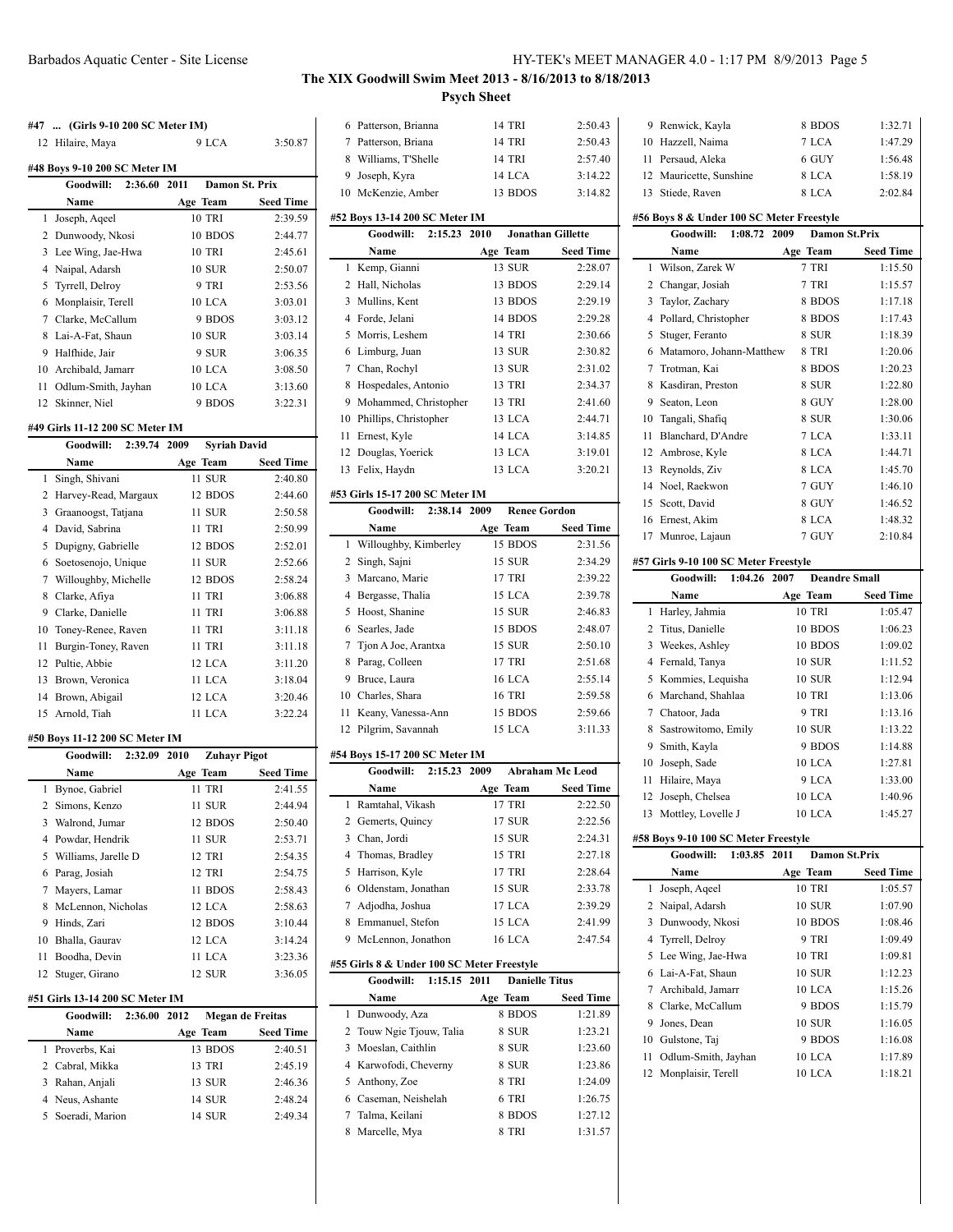**The XIX Goodwill Swim Meet 2013 - 8/16/2013 to 8/18/2013**

**Psych Sheet**

#### #47 ... (Girls 9-10 200 SC Meter IM)

| | Name | Age | Team | Seed Time |
|---|---|---|---|---|
| 12 | Hilaire, Maya | 9 | LCA | 3:50.87 |

#### #48 Boys 9-10 200 SC Meter IM

Goodwill: 2:36.60 2011 Damon St. Prix

| | Name | Age | Team | Seed Time |
|---|---|---|---|---|
| 1 | Joseph, Aqeel | 10 | TRI | 2:39.59 |
| 2 | Dunwoody, Nkosi | 10 | BDOS | 2:44.77 |
| 3 | Lee Wing, Jae-Hwa | 10 | TRI | 2:45.61 |
| 4 | Naipal, Adarsh | 10 | SUR | 2:50.07 |
| 5 | Tyrrell, Delroy | 9 | TRI | 2:53.56 |
| 6 | Monplaisir, Terell | 10 | LCA | 3:03.01 |
| 7 | Clarke, McCallum | 9 | BDOS | 3:03.12 |
| 8 | Lai-A-Fat, Shaun | 10 | SUR | 3:03.14 |
| 9 | Halfhide, Jair | 9 | SUR | 3:06.35 |
| 10 | Archibald, Jamarr | 10 | LCA | 3:08.50 |
| 11 | Odlum-Smith, Jayhan | 10 | LCA | 3:13.60 |
| 12 | Skinner, Niel | 9 | BDOS | 3:22.31 |

#### #49 Girls 11-12 200 SC Meter IM

Goodwill: 2:39.74 2009 Syriah David

| | Name | Age | Team | Seed Time |
|---|---|---|---|---|
| 1 | Singh, Shivani | 11 | SUR | 2:40.80 |
| 2 | Harvey-Read, Margaux | 12 | BDOS | 2:44.60 |
| 3 | Graanoogst, Tatjana | 11 | SUR | 2:50.58 |
| 4 | David, Sabrina | 11 | TRI | 2:50.99 |
| 5 | Dupigny, Gabrielle | 12 | BDOS | 2:52.01 |
| 6 | Soetosenojo, Unique | 11 | SUR | 2:52.66 |
| 7 | Willoughby, Michelle | 12 | BDOS | 2:58.24 |
| 8 | Clarke, Afiya | 11 | TRI | 3:06.88 |
| 9 | Clarke, Danielle | 11 | TRI | 3:06.88 |
| 10 | Toney-Renee, Raven | 11 | TRI | 3:11.18 |
| 11 | Burgin-Toney, Raven | 11 | TRI | 3:11.18 |
| 12 | Pultie, Abbie | 12 | LCA | 3:11.20 |
| 13 | Brown, Veronica | 11 | LCA | 3:18.04 |
| 14 | Brown, Abigail | 12 | LCA | 3:20.46 |
| 15 | Arnold, Tiah | 11 | LCA | 3:22.24 |

#### #50 Boys 11-12 200 SC Meter IM

Goodwill: 2:32.09 2010 Zuhayr Pigot

| | Name | Age | Team | Seed Time |
|---|---|---|---|---|
| 1 | Bynoe, Gabriel | 11 | TRI | 2:41.55 |
| 2 | Simons, Kenzo | 11 | SUR | 2:44.94 |
| 3 | Walrond, Jumar | 12 | BDOS | 2:50.40 |
| 4 | Powdar, Hendrik | 11 | SUR | 2:53.71 |
| 5 | Williams, Jarelle D | 12 | TRI | 2:54.35 |
| 6 | Parag, Josiah | 12 | TRI | 2:54.75 |
| 7 | Mayers, Lamar | 11 | BDOS | 2:58.43 |
| 8 | McLennon, Nicholas | 12 | LCA | 2:58.63 |
| 9 | Hinds, Zari | 12 | BDOS | 3:10.44 |
| 10 | Bhalla, Gaurav | 12 | LCA | 3:14.24 |
| 11 | Boodha, Devin | 11 | LCA | 3:23.36 |
| 12 | Stuger, Girano | 12 | SUR | 3:36.05 |

#### #51 Girls 13-14 200 SC Meter IM

Goodwill: 2:36.00 2012 Megan de Freitas

| | Name | Age | Team | Seed Time |
|---|---|---|---|---|
| 1 | Proverbs, Kai | 13 | BDOS | 2:40.51 |
| 2 | Cabral, Mikka | 13 | TRI | 2:45.19 |
| 3 | Rahan, Anjali | 13 | SUR | 2:46.36 |
| 4 | Neus, Ashante | 14 | SUR | 2:48.24 |
| 5 | Soeradi, Marion | 14 | SUR | 2:49.34 |
| 6 | Patterson, Brianna | 14 | TRI | 2:50.43 |
| 7 | Patterson, Briana | 14 | TRI | 2:50.43 |
| 8 | Williams, T'Shelle | 14 | TRI | 2:57.40 |
| 9 | Joseph, Kyra | 14 | LCA | 3:14.22 |
| 10 | McKenzie, Amber | 13 | BDOS | 3:14.82 |

#### #52 Boys 13-14 200 SC Meter IM

Goodwill: 2:15.23 2010 Jonathan Gillette

| | Name | Age | Team | Seed Time |
|---|---|---|---|---|
| 1 | Kemp, Gianni | 13 | SUR | 2:28.07 |
| 2 | Hall, Nicholas | 13 | BDOS | 2:29.14 |
| 3 | Mullins, Kent | 13 | BDOS | 2:29.19 |
| 4 | Forde, Jelani | 14 | BDOS | 2:29.28 |
| 5 | Morris, Leshem | 14 | TRI | 2:30.66 |
| 6 | Limburg, Juan | 13 | SUR | 2:30.82 |
| 7 | Chan, Rochyl | 13 | SUR | 2:31.02 |
| 8 | Hospedales, Antonio | 13 | TRI | 2:34.37 |
| 9 | Mohammed, Christopher | 13 | TRI | 2:41.60 |
| 10 | Phillips, Christopher | 13 | LCA | 2:44.71 |
| 11 | Ernest, Kyle | 14 | LCA | 3:14.85 |
| 12 | Douglas, Yoerick | 13 | LCA | 3:19.01 |
| 13 | Felix, Haydn | 13 | LCA | 3:20.21 |

#### #53 Girls 15-17 200 SC Meter IM

Goodwill: 2:38.14 2009 Renee Gordon

| | Name | Age | Team | Seed Time |
|---|---|---|---|---|
| 1 | Willoughby, Kimberley | 15 | BDOS | 2:31.56 |
| 2 | Singh, Sajni | 15 | SUR | 2:34.29 |
| 3 | Marcano, Marie | 17 | TRI | 2:39.22 |
| 4 | Bergasse, Thalia | 15 | LCA | 2:39.78 |
| 5 | Hoost, Shanine | 15 | SUR | 2:46.83 |
| 6 | Searles, Jade | 15 | BDOS | 2:48.07 |
| 7 | Tjon A Joe, Arantxa | 15 | SUR | 2:50.10 |
| 8 | Parag, Colleen | 17 | TRI | 2:51.68 |
| 9 | Bruce, Laura | 16 | LCA | 2:55.14 |
| 10 | Charles, Shara | 16 | TRI | 2:59.58 |
| 11 | Keany, Vanessa-Ann | 15 | BDOS | 2:59.66 |
| 12 | Pilgrim, Savannah | 15 | LCA | 3:11.33 |

#### #54 Boys 15-17 200 SC Meter IM

Goodwill: 2:15.23 2009 Abraham Mc Leod

| | Name | Age | Team | Seed Time |
|---|---|---|---|---|
| 1 | Ramtahal, Vikash | 17 | TRI | 2:22.50 |
| 2 | Gemerts, Quincy | 17 | SUR | 2:22.56 |
| 3 | Chan, Jordi | 15 | SUR | 2:24.31 |
| 4 | Thomas, Bradley | 15 | TRI | 2:27.18 |
| 5 | Harrison, Kyle | 17 | TRI | 2:28.64 |
| 6 | Oldenstam, Jonathan | 15 | SUR | 2:33.78 |
| 7 | Adjodha, Joshua | 17 | LCA | 2:39.29 |
| 8 | Emmanuel, Stefon | 15 | LCA | 2:41.99 |
| 9 | McLennon, Jonathon | 16 | LCA | 2:47.54 |

#### #55 Girls 8 & Under 100 SC Meter Freestyle

Goodwill: 1:15.15 2011 Danielle Titus

| | Name | Age | Team | Seed Time |
|---|---|---|---|---|
| 1 | Dunwoody, Aza | 8 | BDOS | 1:21.89 |
| 2 | Touw Ngie Tjouw, Talia | 8 | SUR | 1:23.21 |
| 3 | Moeslan, Caithlin | 8 | SUR | 1:23.60 |
| 4 | Karwofodi, Cheverny | 8 | SUR | 1:23.86 |
| 5 | Anthony, Zoe | 8 | TRI | 1:24.09 |
| 6 | Caseman, Neishelah | 6 | TRI | 1:26.75 |
| 7 | Talma, Keilani | 8 | BDOS | 1:27.12 |
| 8 | Marcelle, Mya | 8 | TRI | 1:31.57 |
| 9 | Renwick, Kayla | 8 | BDOS | 1:32.71 |
| 10 | Hazzell, Naima | 7 | LCA | 1:47.29 |
| 11 | Persaud, Aleka | 6 | GUY | 1:56.48 |
| 12 | Mauricette, Sunshine | 8 | LCA | 1:58.19 |
| 13 | Stiede, Raven | 8 | LCA | 2:02.84 |

#### #56 Boys 8 & Under 100 SC Meter Freestyle

Goodwill: 1:08.72 2007 Damon St.Prix

| | Name | Age | Team | Seed Time |
|---|---|---|---|---|
| 1 | Wilson, Zarek W | 7 | TRI | 1:15.50 |
| 2 | Changar, Josiah | 7 | TRI | 1:15.57 |
| 3 | Taylor, Zachary | 8 | BDOS | 1:17.18 |
| 4 | Pollard, Christopher | 8 | BDOS | 1:17.43 |
| 5 | Stuger, Feranto | 8 | SUR | 1:18.39 |
| 6 | Matamoro, Johann-Matthew | 8 | TRI | 1:20.06 |
| 7 | Trotman, Kai | 8 | BDOS | 1:20.23 |
| 8 | Kasdiran, Preston | 8 | SUR | 1:22.80 |
| 9 | Seaton, Leon | 8 | GUY | 1:28.00 |
| 10 | Tangali, Shafiq | 8 | SUR | 1:30.06 |
| 11 | Blanchard, D'Andre | 7 | LCA | 1:33.11 |
| 12 | Ambrose, Kyle | 8 | LCA | 1:44.71 |
| 13 | Reynolds, Ziv | 8 | LCA | 1:45.70 |
| 14 | Noel, Raekwon | 7 | GUY | 1:46.10 |
| 15 | Scott, David | 8 | GUY | 1:46.52 |
| 16 | Ernest, Akim | 8 | LCA | 1:48.32 |
| 17 | Munroe, Lajaun | 7 | GUY | 2:10.84 |

#### #57 Girls 9-10 100 SC Meter Freestyle

Goodwill: 1:04.26 2007 Deandre Small

| | Name | Age | Team | Seed Time |
|---|---|---|---|---|
| 1 | Harley, Jahmia | 10 | TRI | 1:05.47 |
| 2 | Titus, Danielle | 10 | BDOS | 1:06.23 |
| 3 | Weekes, Ashley | 10 | BDOS | 1:09.02 |
| 4 | Fernald, Tanya | 10 | SUR | 1:11.52 |
| 5 | Kommies, Lequisha | 10 | SUR | 1:12.94 |
| 6 | Marchand, Shahlaa | 10 | TRI | 1:13.06 |
| 7 | Chatoor, Jada | 9 | TRI | 1:13.16 |
| 8 | Sastrowitomo, Emily | 10 | SUR | 1:13.22 |
| 9 | Smith, Kayla | 9 | BDOS | 1:14.88 |
| 10 | Joseph, Sade | 10 | LCA | 1:27.81 |
| 11 | Hilaire, Maya | 9 | LCA | 1:33.00 |
| 12 | Joseph, Chelsea | 10 | LCA | 1:40.96 |
| 13 | Mottley, Lovelle J | 10 | LCA | 1:45.27 |

#### #58 Boys 9-10 100 SC Meter Freestyle

Goodwill: 1:03.85 2011 Damon St.Prix

| | Name | Age | Team | Seed Time |
|---|---|---|---|---|
| 1 | Joseph, Aqeel | 10 | TRI | 1:05.57 |
| 2 | Naipal, Adarsh | 10 | SUR | 1:07.90 |
| 3 | Dunwoody, Nkosi | 10 | BDOS | 1:08.46 |
| 4 | Tyrrell, Delroy | 9 | TRI | 1:09.49 |
| 5 | Lee Wing, Jae-Hwa | 10 | TRI | 1:09.81 |
| 6 | Lai-A-Fat, Shaun | 10 | SUR | 1:12.23 |
| 7 | Archibald, Jamarr | 10 | LCA | 1:15.26 |
| 8 | Clarke, McCallum | 9 | BDOS | 1:15.79 |
| 9 | Jones, Dean | 10 | SUR | 1:16.05 |
| 10 | Gulstone, Taj | 9 | BDOS | 1:16.08 |
| 11 | Odlum-Smith, Jayhan | 10 | LCA | 1:17.89 |
| 12 | Monplaisir, Terell | 10 | LCA | 1:18.21 |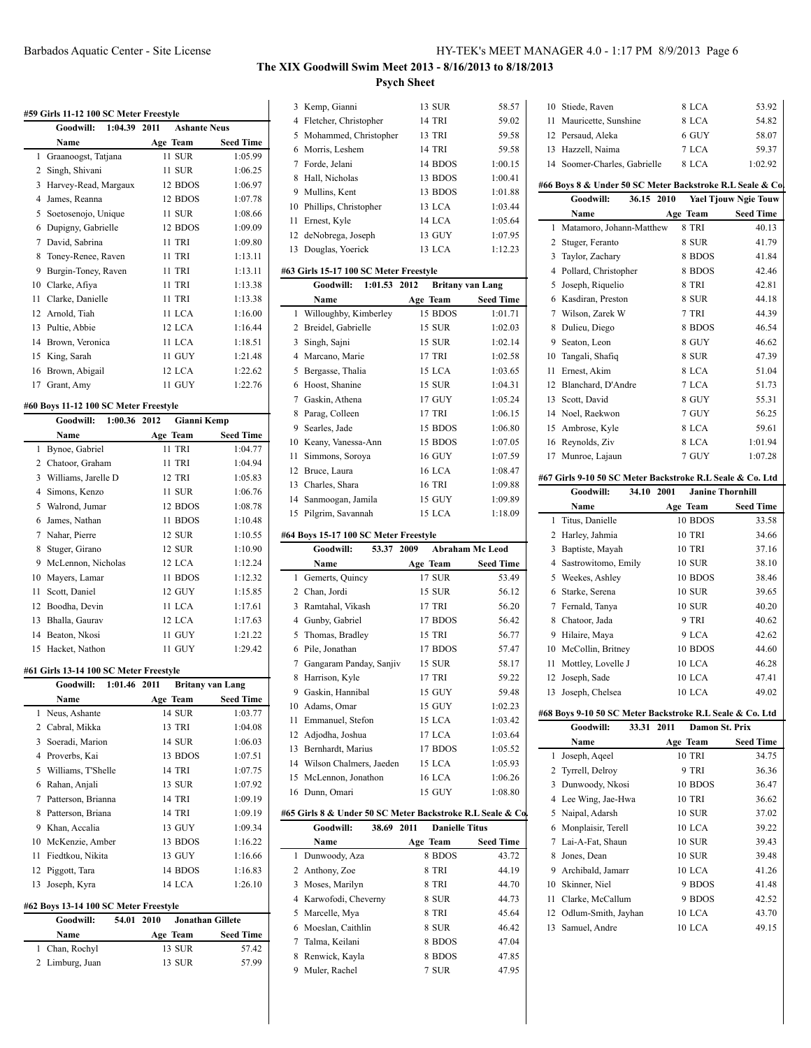# The XIX Goodwill Swim Meet 2013 - 8/16/2013 to 8/18/2013

## Psych Sheet

### #59 Girls 11-12 100 SC Meter Freestyle

Goodwill: 1:04.39 2011 Ashante Neus

| | Name | Age | Team | Seed Time |
|---|---|---|---|---|
| 1 | Graanoogst, Tatjana | 11 | SUR | 1:05.99 |
| 2 | Singh, Shivani | 11 | SUR | 1:06.25 |
| 3 | Harvey-Read, Margaux | 12 | BDOS | 1:06.97 |
| 4 | James, Reanna | 12 | BDOS | 1:07.78 |
| 5 | Soetosenojo, Unique | 11 | SUR | 1:08.66 |
| 6 | Dupigny, Gabrielle | 12 | BDOS | 1:09.09 |
| 7 | David, Sabrina | 11 | TRI | 1:09.80 |
| 8 | Toney-Renee, Raven | 11 | TRI | 1:13.11 |
| 9 | Burgin-Toney, Raven | 11 | TRI | 1:13.11 |
| 10 | Clarke, Afiya | 11 | TRI | 1:13.38 |
| 11 | Clarke, Danielle | 11 | TRI | 1:13.38 |
| 12 | Arnold, Tiah | 11 | LCA | 1:16.00 |
| 13 | Pultie, Abbie | 12 | LCA | 1:16.44 |
| 14 | Brown, Veronica | 11 | LCA | 1:18.51 |
| 15 | King, Sarah | 11 | GUY | 1:21.48 |
| 16 | Brown, Abigail | 12 | LCA | 1:22.62 |
| 17 | Grant, Amy | 11 | GUY | 1:22.76 |

### #60 Boys 11-12 100 SC Meter Freestyle

Goodwill: 1:00.36 2012 Gianni Kemp

| | Name | Age | Team | Seed Time |
|---|---|---|---|---|
| 1 | Bynoe, Gabriel | 11 | TRI | 1:04.77 |
| 2 | Chatoor, Graham | 11 | TRI | 1:04.94 |
| 3 | Williams, Jarelle D | 12 | TRI | 1:05.83 |
| 4 | Simons, Kenzo | 11 | SUR | 1:06.76 |
| 5 | Walrond, Jumar | 12 | BDOS | 1:08.78 |
| 6 | James, Nathan | 11 | BDOS | 1:10.48 |
| 7 | Nahar, Pierre | 12 | SUR | 1:10.55 |
| 8 | Stuger, Girano | 12 | SUR | 1:10.90 |
| 9 | McLennon, Nicholas | 12 | LCA | 1:12.24 |
| 10 | Mayers, Lamar | 11 | BDOS | 1:12.32 |
| 11 | Scott, Daniel | 12 | GUY | 1:15.85 |
| 12 | Boodha, Devin | 11 | LCA | 1:17.61 |
| 13 | Bhalla, Gaurav | 12 | LCA | 1:17.63 |
| 14 | Beaton, Nkosi | 11 | GUY | 1:21.22 |
| 15 | Hacket, Nathon | 11 | GUY | 1:29.42 |

### #61 Girls 13-14 100 SC Meter Freestyle

Goodwill: 1:01.46 2011 Britany van Lang

| | Name | Age | Team | Seed Time |
|---|---|---|---|---|
| 1 | Neus, Ashante | 14 | SUR | 1:03.77 |
| 2 | Cabral, Mikka | 13 | TRI | 1:04.08 |
| 3 | Soeradi, Marion | 14 | SUR | 1:06.03 |
| 4 | Proverbs, Kai | 13 | BDOS | 1:07.51 |
| 5 | Williams, T'Shelle | 14 | TRI | 1:07.75 |
| 6 | Rahan, Anjali | 13 | SUR | 1:07.92 |
| 7 | Patterson, Brianna | 14 | TRI | 1:09.19 |
| 8 | Patterson, Briana | 14 | TRI | 1:09.19 |
| 9 | Khan, Accalia | 13 | GUY | 1:09.34 |
| 10 | McKenzie, Amber | 13 | BDOS | 1:16.22 |
| 11 | Fiedtkou, Nikita | 13 | GUY | 1:16.66 |
| 12 | Piggott, Tara | 14 | BDOS | 1:16.83 |
| 13 | Joseph, Kyra | 14 | LCA | 1:26.10 |

### #62 Boys 13-14 100 SC Meter Freestyle

Goodwill: 54.01 2010 Jonathan Gillete

| | Name | Age | Team | Seed Time |
|---|---|---|---|---|
| 1 | Chan, Rochyl | 13 | SUR | 57.42 |
| 2 | Limburg, Juan | 13 | SUR | 57.99 |
| 3 | Kemp, Gianni | 13 | SUR | 58.57 |
| 4 | Fletcher, Christopher | 14 | TRI | 59.02 |
| 5 | Mohammed, Christopher | 13 | TRI | 59.58 |
| 6 | Morris, Leshem | 14 | TRI | 59.58 |
| 7 | Forde, Jelani | 14 | BDOS | 1:00.15 |
| 8 | Hall, Nicholas | 13 | BDOS | 1:00.41 |
| 9 | Mullins, Kent | 13 | BDOS | 1:01.88 |
| 10 | Phillips, Christopher | 13 | LCA | 1:03.44 |
| 11 | Ernest, Kyle | 14 | LCA | 1:05.64 |
| 12 | deNobrega, Joseph | 13 | GUY | 1:07.95 |
| 13 | Douglas, Yoerick | 13 | LCA | 1:12.23 |

### #63 Girls 15-17 100 SC Meter Freestyle

Goodwill: 1:01.53 2012 Britany van Lang

| | Name | Age | Team | Seed Time |
|---|---|---|---|---|
| 1 | Willoughby, Kimberley | 15 | BDOS | 1:01.71 |
| 2 | Breidel, Gabrielle | 15 | SUR | 1:02.03 |
| 3 | Singh, Sajni | 15 | SUR | 1:02.14 |
| 4 | Marcano, Marie | 17 | TRI | 1:02.58 |
| 5 | Bergasse, Thalia | 15 | LCA | 1:03.65 |
| 6 | Hoost, Shanine | 15 | SUR | 1:04.31 |
| 7 | Gaskin, Athena | 17 | GUY | 1:05.24 |
| 8 | Parag, Colleen | 17 | TRI | 1:06.15 |
| 9 | Searles, Jade | 15 | BDOS | 1:06.80 |
| 10 | Keany, Vanessa-Ann | 15 | BDOS | 1:07.05 |
| 11 | Simmons, Soroya | 16 | GUY | 1:07.59 |
| 12 | Bruce, Laura | 16 | LCA | 1:08.47 |
| 13 | Charles, Shara | 16 | TRI | 1:09.88 |
| 14 | Sanmoogan, Jamila | 15 | GUY | 1:09.89 |
| 15 | Pilgrim, Savannah | 15 | LCA | 1:18.09 |

### #64 Boys 15-17 100 SC Meter Freestyle

Goodwill: 53.37 2009 Abraham Mc Leod

| | Name | Age | Team | Seed Time |
|---|---|---|---|---|
| 1 | Gemerts, Quincy | 17 | SUR | 53.49 |
| 2 | Chan, Jordi | 15 | SUR | 56.12 |
| 3 | Ramtahal, Vikash | 17 | TRI | 56.20 |
| 4 | Gunby, Gabriel | 17 | BDOS | 56.42 |
| 5 | Thomas, Bradley | 15 | TRI | 56.77 |
| 6 | Pile, Jonathan | 17 | BDOS | 57.47 |
| 7 | Gangaram Panday, Sanjiv | 15 | SUR | 58.17 |
| 8 | Harrison, Kyle | 17 | TRI | 59.22 |
| 9 | Gaskin, Hannibal | 15 | GUY | 59.48 |
| 10 | Adams, Omar | 15 | GUY | 1:02.23 |
| 11 | Emmanuel, Stefon | 15 | LCA | 1:03.42 |
| 12 | Adjodha, Joshua | 17 | LCA | 1:03.64 |
| 13 | Bernhardt, Marius | 17 | BDOS | 1:05.52 |
| 14 | Wilson Chalmers, Jaeden | 15 | LCA | 1:05.93 |
| 15 | McLennon, Jonathon | 16 | LCA | 1:06.26 |
| 16 | Dunn, Omari | 15 | GUY | 1:08.80 |

### #65 Girls 8 & Under 50 SC Meter Backstroke R.L Seale & Co.

Goodwill: 38.69 2011 Danielle Titus

| | Name | Age | Team | Seed Time |
|---|---|---|---|---|
| 1 | Dunwoody, Aza | 8 | BDOS | 43.72 |
| 2 | Anthony, Zoe | 8 | TRI | 44.19 |
| 3 | Moses, Marilyn | 8 | TRI | 44.70 |
| 4 | Karwofodi, Cheverny | 8 | SUR | 44.73 |
| 5 | Marcelle, Mya | 8 | TRI | 45.64 |
| 6 | Moeslan, Caithlin | 8 | SUR | 46.42 |
| 7 | Talma, Keilani | 8 | BDOS | 47.04 |
| 8 | Renwick, Kayla | 8 | BDOS | 47.85 |
| 9 | Muler, Rachel | 7 | SUR | 47.95 |
| 10 | Stiede, Raven | 8 | LCA | 53.92 |
| 11 | Mauricette, Sunshine | 8 | LCA | 54.82 |
| 12 | Persaud, Aleka | 6 | GUY | 58.07 |
| 13 | Hazzell, Naima | 7 | LCA | 59.37 |
| 14 | Soomer-Charles, Gabrielle | 8 | LCA | 1:02.92 |

### #66 Boys 8 & Under 50 SC Meter Backstroke R.L Seale & Co.

Goodwill: 36.15 2010 Yael Tjouw Ngie Touw

| | Name | Age | Team | Seed Time |
|---|---|---|---|---|
| 1 | Matamoro, Johann-Matthew | 8 | TRI | 40.13 |
| 2 | Stuger, Feranto | 8 | SUR | 41.79 |
| 3 | Taylor, Zachary | 8 | BDOS | 41.84 |
| 4 | Pollard, Christopher | 8 | BDOS | 42.46 |
| 5 | Joseph, Riquelio | 8 | TRI | 42.81 |
| 6 | Kasdiran, Preston | 8 | SUR | 44.18 |
| 7 | Wilson, Zarek W | 7 | TRI | 44.39 |
| 8 | Dulieu, Diego | 8 | BDOS | 46.54 |
| 9 | Seaton, Leon | 8 | GUY | 46.62 |
| 10 | Tangali, Shafiq | 8 | SUR | 47.39 |
| 11 | Ernest, Akim | 8 | LCA | 51.04 |
| 12 | Blanchard, D'Andre | 7 | LCA | 51.73 |
| 13 | Scott, David | 8 | GUY | 55.31 |
| 14 | Noel, Raekwon | 7 | GUY | 56.25 |
| 15 | Ambrose, Kyle | 8 | LCA | 59.61 |
| 16 | Reynolds, Ziv | 8 | LCA | 1:01.94 |
| 17 | Munroe, Lajaun | 7 | GUY | 1:07.28 |

### #67 Girls 9-10 50 SC Meter Backstroke R.L Seale & Co. Ltd

Goodwill: 34.10 2001 Janine Thornhill

| | Name | Age | Team | Seed Time |
|---|---|---|---|---|
| 1 | Titus, Danielle | 10 | BDOS | 33.58 |
| 2 | Harley, Jahmia | 10 | TRI | 34.66 |
| 3 | Baptiste, Mayah | 10 | TRI | 37.16 |
| 4 | Sastrowitomo, Emily | 10 | SUR | 38.10 |
| 5 | Weekes, Ashley | 10 | BDOS | 38.46 |
| 6 | Starke, Serena | 10 | SUR | 39.65 |
| 7 | Fernald, Tanya | 10 | SUR | 40.20 |
| 8 | Chatoor, Jada | 9 | TRI | 40.62 |
| 9 | Hilaire, Maya | 9 | LCA | 42.62 |
| 10 | McCollin, Britney | 10 | BDOS | 44.60 |
| 11 | Mottley, Lovelle J | 10 | LCA | 46.28 |
| 12 | Joseph, Sade | 10 | LCA | 47.41 |
| 13 | Joseph, Chelsea | 10 | LCA | 49.02 |

### #68 Boys 9-10 50 SC Meter Backstroke R.L Seale & Co. Ltd

Goodwill: 33.31 2011 Damon St. Prix

| | Name | Age | Team | Seed Time |
|---|---|---|---|---|
| 1 | Joseph, Aqeel | 10 | TRI | 34.75 |
| 2 | Tyrrell, Delroy | 9 | TRI | 36.36 |
| 3 | Dunwoody, Nkosi | 10 | BDOS | 36.47 |
| 4 | Lee Wing, Jae-Hwa | 10 | TRI | 36.62 |
| 5 | Naipal, Adarsh | 10 | SUR | 37.02 |
| 6 | Monplaisir, Terell | 10 | LCA | 39.22 |
| 7 | Lai-A-Fat, Shaun | 10 | SUR | 39.43 |
| 8 | Jones, Dean | 10 | SUR | 39.48 |
| 9 | Archibald, Jamarr | 10 | LCA | 41.26 |
| 10 | Skinner, Niel | 9 | BDOS | 41.48 |
| 11 | Clarke, McCallum | 9 | BDOS | 42.52 |
| 12 | Odlum-Smith, Jayhan | 10 | LCA | 43.70 |
| 13 | Samuel, Andre | 10 | LCA | 49.15 |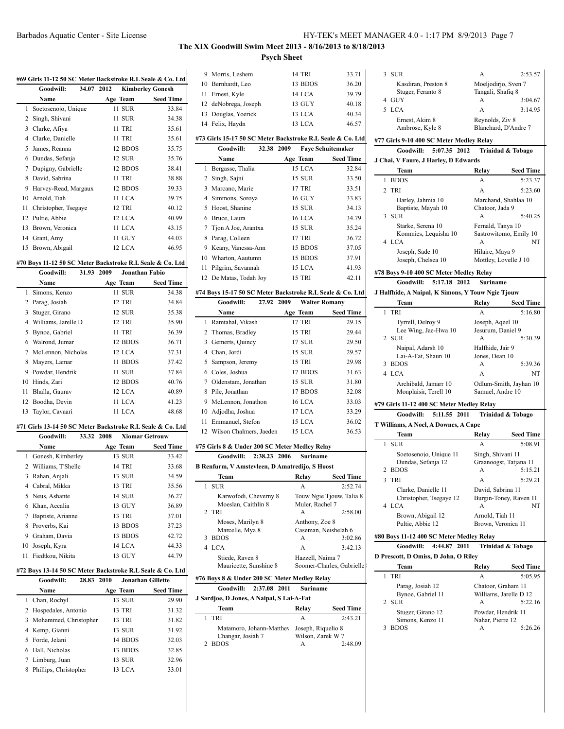# The XIX Goodwill Swim Meet 2013 - 8/16/2013 to 8/18/2013

## Psych Sheet

### #69 Girls 11-12 50 SC Meter Backstroke R.L Seale & Co. Ltd

Goodwill: 34.07 2012 Kimberley Gonesh

| | Name | Age | Team | Seed Time |
|---|---|---|---|---|
| 1 | Soetosenojo, Unique | 11 | SUR | 33.84 |
| 2 | Singh, Shivani | 11 | SUR | 34.38 |
| 3 | Clarke, Afiya | 11 | TRI | 35.61 |
| 4 | Clarke, Danielle | 11 | TRI | 35.61 |
| 5 | James, Reanna | 12 | BDOS | 35.75 |
| 6 | Dundas, Sefanja | 12 | SUR | 35.76 |
| 7 | Dupigny, Gabrielle | 12 | BDOS | 38.41 |
| 8 | David, Sabrina | 11 | TRI | 38.88 |
| 9 | Harvey-Read, Margaux | 12 | BDOS | 39.33 |
| 10 | Arnold, Tiah | 11 | LCA | 39.75 |
| 11 | Christopher, Tsegaye | 12 | TRI | 40.12 |
| 12 | Pultie, Abbie | 12 | LCA | 40.99 |
| 13 | Brown, Veronica | 11 | LCA | 43.15 |
| 14 | Grant, Amy | 11 | GUY | 44.03 |
| 15 | Brown, Abigail | 12 | LCA | 46.95 |

### #70 Boys 11-12 50 SC Meter Backstroke R.L Seale & Co. Ltd

Goodwill: 31.93 2009 Jonathan Fabio

| | Name | Age | Team | Seed Time |
|---|---|---|---|---|
| 1 | Simons, Kenzo | 11 | SUR | 34.38 |
| 2 | Parag, Josiah | 12 | TRI | 34.84 |
| 3 | Stuger, Girano | 12 | SUR | 35.38 |
| 4 | Williams, Jarelle D | 12 | TRI | 35.90 |
| 5 | Bynoe, Gabriel | 11 | TRI | 36.39 |
| 6 | Walrond, Jumar | 12 | BDOS | 36.71 |
| 7 | McLennon, Nicholas | 12 | LCA | 37.31 |
| 8 | Mayers, Lamar | 11 | BDOS | 37.42 |
| 9 | Powdar, Hendrik | 11 | SUR | 37.84 |
| 10 | Hinds, Zari | 12 | BDOS | 40.76 |
| 11 | Bhalla, Gaurav | 12 | LCA | 40.89 |
| 12 | Boodha, Devin | 11 | LCA | 41.23 |
| 13 | Taylor, Cavaari | 11 | LCA | 48.68 |

### #71 Girls 13-14 50 SC Meter Backstroke R.L Seale & Co. Ltd

Goodwill: 33.32 2008 Xiomar Getrouw

| | Name | Age | Team | Seed Time |
|---|---|---|---|---|
| 1 | Gonesh, Kimberley | 13 | SUR | 33.42 |
| 2 | Williams, T'Shelle | 14 | TRI | 33.68 |
| 3 | Rahan, Anjali | 13 | SUR | 34.59 |
| 4 | Cabral, Mikka | 13 | TRI | 35.56 |
| 5 | Neus, Ashante | 14 | SUR | 36.27 |
| 6 | Khan, Accalia | 13 | GUY | 36.89 |
| 7 | Baptiste, Arianne | 13 | TRI | 37.01 |
| 8 | Proverbs, Kai | 13 | BDOS | 37.23 |
| 9 | Graham, Davia | 13 | BDOS | 42.72 |
| 10 | Joseph, Kyra | 14 | LCA | 44.33 |
| 11 | Fiedtkou, Nikita | 13 | GUY | 44.79 |

### #72 Boys 13-14 50 SC Meter Backstroke R.L Seale & Co. Ltd

Goodwill: 28.83 2010 Jonathan Gillette

| | Name | Age | Team | Seed Time |
|---|---|---|---|---|
| 1 | Chan, Rochyl | 13 | SUR | 29.90 |
| 2 | Hospedales, Antonio | 13 | TRI | 31.32 |
| 3 | Mohammed, Christopher | 13 | TRI | 31.82 |
| 4 | Kemp, Gianni | 13 | SUR | 31.92 |
| 5 | Forde, Jelani | 14 | BDOS | 32.03 |
| 6 | Hall, Nicholas | 13 | BDOS | 32.85 |
| 7 | Limburg, Juan | 13 | SUR | 32.96 |
| 8 | Phillips, Christopher | 13 | LCA | 33.01 |
| 9 | Morris, Leshem | 14 | TRI | 33.71 |
| 10 | Bernhardt, Leo | 13 | BDOS | 36.20 |
| 11 | Ernest, Kyle | 14 | LCA | 39.79 |
| 12 | deNobrega, Joseph | 13 | GUY | 40.18 |
| 13 | Douglas, Yoerick | 13 | LCA | 40.34 |
| 14 | Felix, Haydn | 13 | LCA | 46.57 |

### #73 Girls 15-17 50 SC Meter Backstroke R.L Seale & Co. Ltd

Goodwill: 32.38 2009 Faye Schuitemaker

| | Name | Age | Team | Seed Time |
|---|---|---|---|---|
| 1 | Bergasse, Thalia | 15 | LCA | 32.84 |
| 2 | Singh, Sajni | 15 | SUR | 33.50 |
| 3 | Marcano, Marie | 17 | TRI | 33.51 |
| 4 | Simmons, Soroya | 16 | GUY | 33.83 |
| 5 | Hoost, Shanine | 15 | SUR | 34.13 |
| 6 | Bruce, Laura | 16 | LCA | 34.79 |
| 7 | Tjon A Joe, Arantxa | 15 | SUR | 35.24 |
| 8 | Parag, Colleen | 17 | TRI | 36.72 |
| 9 | Keany, Vanessa-Ann | 15 | BDOS | 37.05 |
| 10 | Wharton, Aautumn | 15 | BDOS | 37.91 |
| 11 | Pilgrim, Savannah | 15 | LCA | 41.93 |
| 12 | De Matas, Todah Joy | 15 | TRI | 42.11 |

### #74 Boys 15-17 50 SC Meter Backstroke R.L Seale & Co. Ltd

Goodwill: 27.92 2009 Walter Romany

| | Name | Age | Team | Seed Time |
|---|---|---|---|---|
| 1 | Ramtahal, Vikash | 17 | TRI | 29.15 |
| 2 | Thomas, Bradley | 15 | TRI | 29.44 |
| 3 | Gemerts, Quincy | 17 | SUR | 29.50 |
| 4 | Chan, Jordi | 15 | SUR | 29.57 |
| 5 | Sampson, Jeremy | 15 | TRI | 29.98 |
| 6 | Coles, Joshua | 17 | BDOS | 31.63 |
| 7 | Oldenstam, Jonathan | 15 | SUR | 31.80 |
| 8 | Pile, Jonathan | 17 | BDOS | 32.08 |
| 9 | McLennon, Jonathon | 16 | LCA | 33.03 |
| 10 | Adjodha, Joshua | 17 | LCA | 33.29 |
| 11 | Emmanuel, Stefon | 15 | LCA | 36.02 |
| 12 | Wilson Chalmers, Jaeden | 15 | LCA | 36.53 |

### #75 Girls 8 & Under 200 SC Meter Medley Relay

Goodwill: 2:38.23 2006 Suriname

B Renfurm, V Amstevleen, D Amatredijo, S Hoost

| | Team | Relay | Seed Time |
|---|---|---|---|
| 1 | SUR | A | 2:52.74 |
| | Karwofodi, Cheverny 8; Touw Ngie Tjouw, Talia 8; Moeslan, Caithlin 8; Muler, Rachel 7 | | |
| 2 | TRI | A | 2:58.00 |
| | Moses, Marilyn 8; Anthony, Zoe 8; Marcelle, Mya 8; Caseman, Neishelah 6 | | |
| 3 | BDOS | A | 3:02.86 |
| 4 | LCA | A | 3:42.13 |
| | Stiede, Raven 8; Hazzell, Naima 7; Mauricette, Sunshine 8; Soomer-Charles, Gabrielle | | |

### #76 Boys 8 & Under 200 SC Meter Medley Relay

Goodwill: 2:37.08 2011 Suriname

J Sardjoe, D Jones, A Naipal, S Lai-A-Fat

| | Team | Relay | Seed Time |
|---|---|---|---|
| 1 | TRI | A | 2:43.21 |
| | Matamoro, Johann-Matthev; Joseph, Riquelio 8; Changar, Josiah 7; Wilson, Zarek W 7 | | |
| 2 | BDOS | A | 2:48.09 |
| 3 | SUR | A | 2:53.57 |
| | Kasdiran, Preston 8; Moeljodirjo, Sven 7; Stuger, Feranto 8; Tangali, Shafiq 8 | | |
| 4 | GUY | A | 3:04.67 |
| 5 | LCA | A | 3:14.95 |
| | Ernest, Akim 8; Reynolds, Ziv 8; Ambrose, Kyle 8; Blanchard, D'Andre 7 | | |

### #77 Girls 9-10 400 SC Meter Medley Relay

Goodwill: 5:07.35 2012 Trinidad & Tobago

J Chai, V Faure, J Harley, D Edwards

| | Team | Relay | Seed Time |
|---|---|---|---|
| 1 | BDOS | A | 5:23.37 |
| 2 | TRI | A | 5:23.60 |
| | Harley, Jahmia 10; Marchand, Shahlaa 10; Baptiste, Mayah 10; Chatoor, Jada 9 | | |
| 3 | SUR | A | 5:40.25 |
| | Starke, Serena 10; Fernald, Tanya 10; Kommies, Lequisha 10; Sastrowitomo, Emily 10 | | |
| 4 | LCA | A | NT |
| | Joseph, Sade 10; Hilaire, Maya 9; Joseph, Chelsea 10; Mottley, Lovelle J 10 | | |

### #78 Boys 9-10 400 SC Meter Medley Relay

Goodwill: 5:17.18 2012 Suriname

J Halfhide, A Naipal, K Simons, Y Touw Ngie Tjouw

| | Team | Relay | Seed Time |
|---|---|---|---|
| 1 | TRI | A | 5:16.80 |
| | Tyrrell, Delroy 9; Joseph, Aqeel 10; Lee Wing, Jae-Hwa 10; Jesurum, Daniel 9 | | |
| 2 | SUR | A | 5:30.39 |
| | Naipal, Adarsh 10; Halfhide, Jair 9; Lai-A-Fat, Shaun 10; Jones, Dean 10 | | |
| 3 | BDOS | A | 5:39.36 |
| 4 | LCA | A | NT |
| | Archibald, Jamarr 10; Odlum-Smith, Jayhan 10; Monplaisir, Terell 10; Samuel, Andre 10 | | |

### #79 Girls 11-12 400 SC Meter Medley Relay

Goodwill: 5:11.55 2011 Trinidad & Tobago

T Williams, A Noel, A Downes, A Cape

| | Team | Relay | Seed Time |
|---|---|---|---|
| 1 | SUR | A | 5:08.91 |
| | Soetosenojo, Unique 11; Singh, Shivani 11; Dundas, Sefanja 12; Graanoogst, Tatjana 11 | | |
| 2 | BDOS | A | 5:15.21 |
| 3 | TRI | A | 5:29.21 |
| | Clarke, Danielle 11; David, Sabrina 11; Christopher, Tsegaye 12; Burgin-Toney, Raven 11 | | |
| 4 | LCA | A | NT |
| | Brown, Abigail 12; Arnold, Tiah 11; Pultie, Abbie 12; Brown, Veronica 11 | | |

### #80 Boys 11-12 400 SC Meter Medley Relay

Goodwill: 4:44.87 2011 Trinidad & Tobago

D Prescott, D Omiss, D John, O Riley

| | Team | Relay | Seed Time |
|---|---|---|---|
| 1 | TRI | A | 5:05.95 |
| | Parag, Josiah 12; Chatoor, Graham 11; Bynoe, Gabriel 11; Williams, Jarelle D 12 | | |
| 2 | SUR | A | 5:22.16 |
| | Stuger, Girano 12; Powdar, Hendrik 11; Simons, Kenzo 11; Nahar, Pierre 12 | | |
| 3 | BDOS | A | 5:26.26 |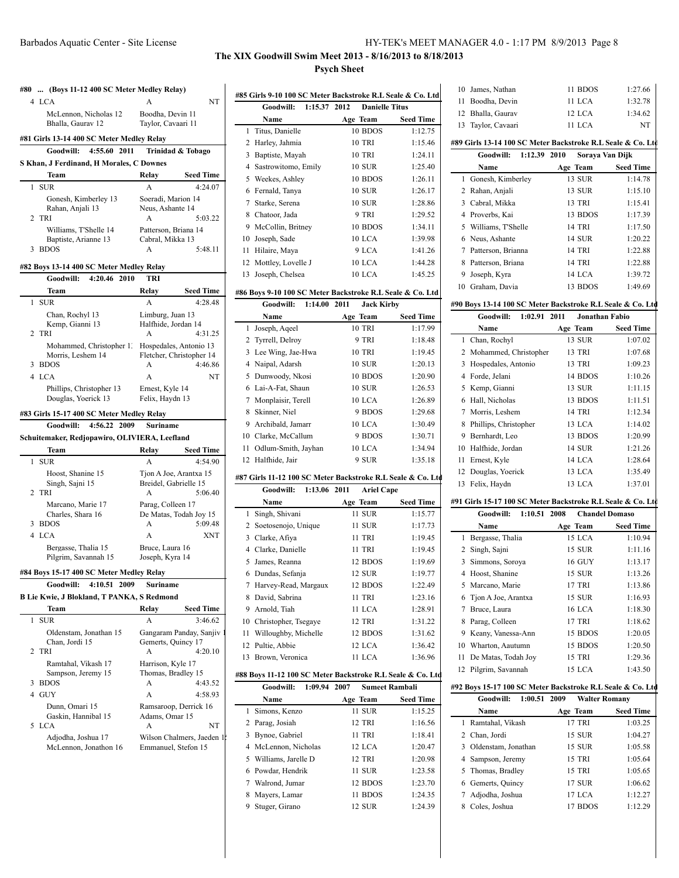## The XIX Goodwill Swim Meet 2013 - 8/16/2013 to 8/18/2013

### Psych Sheet

#### #80 ... (Boys 11-12 400 SC Meter Medley Relay)

| | Team | Relay | Seed Time |
|---|---|---|---|
| 4 | LCA | A | NT |
| | McLennon, Nicholas 12 | Boodha, Devin 11 | |
| | Bhalla, Gaurav 12 | Taylor, Cavaari 11 | |

#### #81 Girls 13-14 400 SC Meter Medley Relay

Goodwill: 4:55.60 2011 Trinidad & Tobago

S Khan, J Ferdinand, H Morales, C Downes

| | Team | Relay | Seed Time |
|---|---|---|---|
| 1 | SUR | A | 4:24.07 |
| | Gonesh, Kimberley 13 | Soeradi, Marion 14 | |
| | Rahan, Anjali 13 | Neus, Ashante 14 | |
| 2 | TRI | A | 5:03.22 |
| | Williams, T'Shelle 14 | Patterson, Briana 14 | |
| | Baptiste, Arianne 13 | Cabral, Mikka 13 | |
| 3 | BDOS | A | 5:48.11 |

#### #82 Boys 13-14 400 SC Meter Medley Relay

Goodwill: 4:20.46 2010 TRI

| | Team | Relay | Seed Time |
|---|---|---|---|
| 1 | SUR | A | 4:28.48 |
| | Chan, Rochyl 13 | Limburg, Juan 13 | |
| | Kemp, Gianni 13 | Halfhide, Jordan 14 | |
| 2 | TRI | A | 4:31.25 |
| | Mohammed, Christopher 1 | Hospedales, Antonio 13 | |
| | Morris, Leshem 14 | Fletcher, Christopher 14 | |
| 3 | BDOS | A | 4:46.86 |
| 4 | LCA | A | NT |
| | Phillips, Christopher 13 | Ernest, Kyle 14 | |
| | Douglas, Yoerick 13 | Felix, Haydn 13 | |

#### #83 Girls 15-17 400 SC Meter Medley Relay

Goodwill: 4:56.22 2009 Suriname

Schuitemaker, Redjopawiro, OLIVIERA, Leefland

| | Team | Relay | Seed Time |
|---|---|---|---|
| 1 | SUR | A | 4:54.90 |
| | Hoost, Shanine 15 | Tjon A Joe, Arantxa 15 | |
| | Singh, Sajni 15 | Breidel, Gabrielle 15 | |
| 2 | TRI | A | 5:06.40 |
| | Marcano, Marie 17 | Parag, Colleen 17 | |
| | Charles, Shara 16 | De Matas, Todah Joy 15 | |
| 3 | BDOS | A | 5:09.48 |
| 4 | LCA | A | XNT |
| | Bergasse, Thalia 15 | Bruce, Laura 16 | |
| | Pilgrim, Savannah 15 | Joseph, Kyra 14 | |

#### #84 Boys 15-17 400 SC Meter Medley Relay

Goodwill: 4:10.51 2009 Suriname

B Lie Kwie, J Blokland, T PANKA, S Redmond

| | Team | Relay | Seed Time |
|---|---|---|---|
| 1 | SUR | A | 3:46.62 |
| | Oldenstam, Jonathan 15 | Gangaram Panday, Sanjiv | |
| | Chan, Jordi 15 | Gemerts, Quincy 17 | |
| 2 | TRI | A | 4:20.10 |
| | Ramtahal, Vikash 17 | Harrison, Kyle 17 | |
| | Sampson, Jeremy 15 | Thomas, Bradley 15 | |
| 3 | BDOS | A | 4:43.52 |
| 4 | GUY | A | 4:58.93 |
| | Dunn, Omari 15 | Ramsaroop, Derrick 16 | |
| | Gaskin, Hannibal 15 | Adams, Omar 15 | |
| 5 | LCA | A | NT |
| | Adjodha, Joshua 17 | Wilson Chalmers, Jaeden 1 | |
| | McLennon, Jonathon 16 | Emmanuel, Stefon 15 | |

#### #85 Girls 9-10 100 SC Meter Backstroke R.L Seale & Co. Ltd

Goodwill: 1:15.37 2012 Danielle Titus

| | Name | Age | Team | Seed Time |
|---|---|---|---|---|
| 1 | Titus, Danielle | 10 | BDOS | 1:12.75 |
| 2 | Harley, Jahmia | 10 | TRI | 1:15.46 |
| 3 | Baptiste, Mayah | 10 | TRI | 1:24.11 |
| 4 | Sastrowitomo, Emily | 10 | SUR | 1:25.40 |
| 5 | Weekes, Ashley | 10 | BDOS | 1:26.11 |
| 6 | Fernald, Tanya | 10 | SUR | 1:26.17 |
| 7 | Starke, Serena | 10 | SUR | 1:28.86 |
| 8 | Chatoor, Jada | 9 | TRI | 1:29.52 |
| 9 | McCollin, Britney | 10 | BDOS | 1:34.11 |
| 10 | Joseph, Sade | 10 | LCA | 1:39.98 |
| 11 | Hilaire, Maya | 9 | LCA | 1:41.26 |
| 12 | Mottley, Lovelle J | 10 | LCA | 1:44.28 |
| 13 | Joseph, Chelsea | 10 | LCA | 1:45.25 |

#### #86 Boys 9-10 100 SC Meter Backstroke R.L Seale & Co. Ltd

Goodwill: 1:14.00 2011 Jack Kirby

| | Name | Age | Team | Seed Time |
|---|---|---|---|---|
| 1 | Joseph, Aqeel | 10 | TRI | 1:17.99 |
| 2 | Tyrrell, Delroy | 9 | TRI | 1:18.48 |
| 3 | Lee Wing, Jae-Hwa | 10 | TRI | 1:19.45 |
| 4 | Naipal, Adarsh | 10 | SUR | 1:20.13 |
| 5 | Dunwoody, Nkosi | 10 | BDOS | 1:20.90 |
| 6 | Lai-A-Fat, Shaun | 10 | SUR | 1:26.53 |
| 7 | Monplaisir, Terell | 10 | LCA | 1:26.89 |
| 8 | Skinner, Niel | 9 | BDOS | 1:29.68 |
| 9 | Archibald, Jamarr | 10 | LCA | 1:30.49 |
| 10 | Clarke, McCallum | 9 | BDOS | 1:30.71 |
| 11 | Odlum-Smith, Jayhan | 10 | LCA | 1:34.94 |
| 12 | Halfhide, Jair | 9 | SUR | 1:35.18 |

#### #87 Girls 11-12 100 SC Meter Backstroke R.L Seale & Co. Ltd

Goodwill: 1:13.06 2011 Ariel Cape

| | Name | Age | Team | Seed Time |
|---|---|---|---|---|
| 1 | Singh, Shivani | 11 | SUR | 1:15.77 |
| 2 | Soetosenojo, Unique | 11 | SUR | 1:17.73 |
| 3 | Clarke, Afiya | 11 | TRI | 1:19.45 |
| 4 | Clarke, Danielle | 11 | TRI | 1:19.45 |
| 5 | James, Reanna | 12 | BDOS | 1:19.69 |
| 6 | Dundas, Sefanja | 12 | SUR | 1:19.77 |
| 7 | Harvey-Read, Margaux | 12 | BDOS | 1:22.49 |
| 8 | David, Sabrina | 11 | TRI | 1:23.16 |
| 9 | Arnold, Tiah | 11 | LCA | 1:28.91 |
| 10 | Christopher, Tsegaye | 12 | TRI | 1:31.22 |
| 11 | Willoughby, Michelle | 12 | BDOS | 1:31.62 |
| 12 | Pultie, Abbie | 12 | LCA | 1:36.42 |
| 13 | Brown, Veronica | 11 | LCA | 1:36.96 |

#### #88 Boys 11-12 100 SC Meter Backstroke R.L Seale & Co. Ltd

Goodwill: 1:09.94 2007 Sumeet Rambali

| | Name | Age | Team | Seed Time |
|---|---|---|---|---|
| 1 | Simons, Kenzo | 11 | SUR | 1:15.25 |
| 2 | Parag, Josiah | 12 | TRI | 1:16.56 |
| 3 | Bynoe, Gabriel | 11 | TRI | 1:18.41 |
| 4 | McLennon, Nicholas | 12 | LCA | 1:20.47 |
| 5 | Williams, Jarelle D | 12 | TRI | 1:20.98 |
| 6 | Powdar, Hendrik | 11 | SUR | 1:23.58 |
| 7 | Walrond, Jumar | 12 | BDOS | 1:23.70 |
| 8 | Mayers, Lamar | 11 | BDOS | 1:24.35 |
| 9 | Stuger, Girano | 12 | SUR | 1:24.39 |
| 10 | James, Nathan | 11 | BDOS | 1:27.66 |
| 11 | Boodha, Devin | 11 | LCA | 1:32.78 |
| 12 | Bhalla, Gaurav | 12 | LCA | 1:34.62 |
| 13 | Taylor, Cavaari | 11 | LCA | NT |

#### #89 Girls 13-14 100 SC Meter Backstroke R.L Seale & Co. Ltd

Goodwill: 1:12.39 2010 Soraya Van Dijk

| | Name | Age | Team | Seed Time |
|---|---|---|---|---|
| 1 | Gonesh, Kimberley | 13 | SUR | 1:14.78 |
| 2 | Rahan, Anjali | 13 | SUR | 1:15.10 |
| 3 | Cabral, Mikka | 13 | TRI | 1:15.41 |
| 4 | Proverbs, Kai | 13 | BDOS | 1:17.39 |
| 5 | Williams, T'Shelle | 14 | TRI | 1:17.50 |
| 6 | Neus, Ashante | 14 | SUR | 1:20.22 |
| 7 | Patterson, Brianna | 14 | TRI | 1:22.88 |
| 8 | Patterson, Briana | 14 | TRI | 1:22.88 |
| 9 | Joseph, Kyra | 14 | LCA | 1:39.72 |
| 10 | Graham, Davia | 13 | BDOS | 1:49.69 |

#### #90 Boys 13-14 100 SC Meter Backstroke R.L Seale & Co. Ltd

Goodwill: 1:02.91 2011 Jonathan Fabio

| | Name | Age | Team | Seed Time |
|---|---|---|---|---|
| 1 | Chan, Rochyl | 13 | SUR | 1:07.02 |
| 2 | Mohammed, Christopher | 13 | TRI | 1:07.68 |
| 3 | Hospedales, Antonio | 13 | TRI | 1:09.23 |
| 4 | Forde, Jelani | 14 | BDOS | 1:10.26 |
| 5 | Kemp, Gianni | 13 | SUR | 1:11.15 |
| 6 | Hall, Nicholas | 13 | BDOS | 1:11.51 |
| 7 | Morris, Leshem | 14 | TRI | 1:12.34 |
| 8 | Phillips, Christopher | 13 | LCA | 1:14.02 |
| 9 | Bernhardt, Leo | 13 | BDOS | 1:20.99 |
| 10 | Halfhide, Jordan | 14 | SUR | 1:21.26 |
| 11 | Ernest, Kyle | 14 | LCA | 1:28.64 |
| 12 | Douglas, Yoerick | 13 | LCA | 1:35.49 |
| 13 | Felix, Haydn | 13 | LCA | 1:37.01 |

#### #91 Girls 15-17 100 SC Meter Backstroke R.L Seale & Co. Ltd

Goodwill: 1:10.51 2008 Chandel Domaso

| | Name | Age | Team | Seed Time |
|---|---|---|---|---|
| 1 | Bergasse, Thalia | 15 | LCA | 1:10.94 |
| 2 | Singh, Sajni | 15 | SUR | 1:11.16 |
| 3 | Simmons, Soroya | 16 | GUY | 1:13.17 |
| 4 | Hoost, Shanine | 15 | SUR | 1:13.26 |
| 5 | Marcano, Marie | 17 | TRI | 1:13.86 |
| 6 | Tjon A Joe, Arantxa | 15 | SUR | 1:16.93 |
| 7 | Bruce, Laura | 16 | LCA | 1:18.30 |
| 8 | Parag, Colleen | 17 | TRI | 1:18.62 |
| 9 | Keany, Vanessa-Ann | 15 | BDOS | 1:20.05 |
| 10 | Wharton, Aautumn | 15 | BDOS | 1:20.50 |
| 11 | De Matas, Todah Joy | 15 | TRI | 1:29.36 |
| 12 | Pilgrim, Savannah | 15 | LCA | 1:43.50 |

#### #92 Boys 15-17 100 SC Meter Backstroke R.L Seale & Co. Ltd

Goodwill: 1:00.51 2009 Walter Romany

| | Name | Age | Team | Seed Time |
|---|---|---|---|---|
| 1 | Ramtahal, Vikash | 17 | TRI | 1:03.25 |
| 2 | Chan, Jordi | 15 | SUR | 1:04.27 |
| 3 | Oldenstam, Jonathan | 15 | SUR | 1:05.58 |
| 4 | Sampson, Jeremy | 15 | TRI | 1:05.64 |
| 5 | Thomas, Bradley | 15 | TRI | 1:05.65 |
| 6 | Gemerts, Quincy | 17 | SUR | 1:06.62 |
| 7 | Adjodha, Joshua | 17 | LCA | 1:12.27 |
| 8 | Coles, Joshua | 17 | BDOS | 1:12.29 |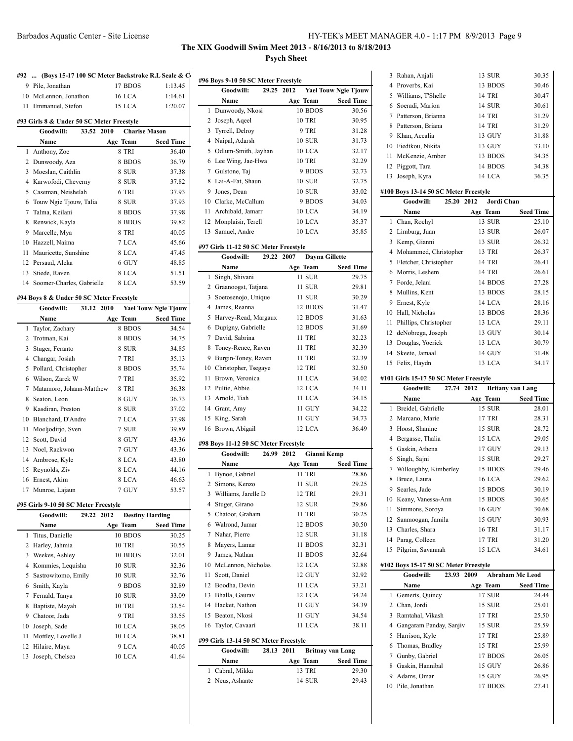**The XIX Goodwill Swim Meet 2013 - 8/16/2013 to 8/18/2013**

**Psych Sheet**

#### #92 ... (Boys 15-17 100 SC Meter Backstroke R.L Seale & C

| | Name | Age | Team | Seed Time |
|---|---|---|---|---|
| 9 | Pile, Jonathan | 17 | BDOS | 1:13.45 |
| 10 | McLennon, Jonathon | 16 | LCA | 1:14.61 |
| 11 | Emmanuel, Stefon | 15 | LCA | 1:20.07 |

#### #93 Girls 8 & Under 50 SC Meter Freestyle

Goodwill: 33.52 2010 Charise Mason

| | Name | Age | Team | Seed Time |
|---|---|---|---|---|
| 1 | Anthony, Zoe | 8 | TRI | 36.40 |
| 2 | Dunwoody, Aza | 8 | BDOS | 36.79 |
| 3 | Moeslan, Caithlin | 8 | SUR | 37.38 |
| 4 | Karwofodi, Cheverny | 8 | SUR | 37.82 |
| 5 | Caseman, Neishelah | 6 | TRI | 37.93 |
| 6 | Touw Ngie Tjouw, Talia | 8 | SUR | 37.93 |
| 7 | Talma, Keilani | 8 | BDOS | 37.98 |
| 8 | Renwick, Kayla | 8 | BDOS | 39.82 |
| 9 | Marcelle, Mya | 8 | TRI | 40.05 |
| 10 | Hazzell, Naima | 7 | LCA | 45.66 |
| 11 | Mauricette, Sunshine | 8 | LCA | 47.45 |
| 12 | Persaud, Aleka | 6 | GUY | 48.85 |
| 13 | Stiede, Raven | 8 | LCA | 51.51 |
| 14 | Soomer-Charles, Gabrielle | 8 | LCA | 53.59 |

#### #94 Boys 8 & Under 50 SC Meter Freestyle

Goodwill: 31.12 2010 Yael Touw Ngie Tjouw

| | Name | Age | Team | Seed Time |
|---|---|---|---|---|
| 1 | Taylor, Zachary | 8 | BDOS | 34.54 |
| 2 | Trotman, Kai | 8 | BDOS | 34.75 |
| 3 | Stuger, Feranto | 8 | SUR | 34.85 |
| 4 | Changar, Josiah | 7 | TRI | 35.13 |
| 5 | Pollard, Christopher | 8 | BDOS | 35.74 |
| 6 | Wilson, Zarek W | 7 | TRI | 35.92 |
| 7 | Matamoro, Johann-Matthew | 8 | TRI | 36.38 |
| 8 | Seaton, Leon | 8 | GUY | 36.73 |
| 9 | Kasdiran, Preston | 8 | SUR | 37.02 |
| 10 | Blanchard, D'Andre | 7 | LCA | 37.98 |
| 11 | Moeljodirjo, Sven | 7 | SUR | 39.89 |
| 12 | Scott, David | 8 | GUY | 43.36 |
| 13 | Noel, Raekwon | 7 | GUY | 43.36 |
| 14 | Ambrose, Kyle | 8 | LCA | 43.80 |
| 15 | Reynolds, Ziv | 8 | LCA | 44.16 |
| 16 | Ernest, Akim | 8 | LCA | 46.63 |
| 17 | Munroe, Lajaun | 7 | GUY | 53.57 |

#### #95 Girls 9-10 50 SC Meter Freestyle

Goodwill: 29.22 2012 Destiny Harding

| | Name | Age | Team | Seed Time |
|---|---|---|---|---|
| 1 | Titus, Danielle | 10 | BDOS | 30.25 |
| 2 | Harley, Jahmia | 10 | TRI | 30.55 |
| 3 | Weekes, Ashley | 10 | BDOS | 32.01 |
| 4 | Kommies, Lequisha | 10 | SUR | 32.36 |
| 5 | Sastrowitomo, Emily | 10 | SUR | 32.76 |
| 6 | Smith, Kayla | 9 | BDOS | 32.89 |
| 7 | Fernald, Tanya | 10 | SUR | 33.09 |
| 8 | Baptiste, Mayah | 10 | TRI | 33.54 |
| 9 | Chatoor, Jada | 9 | TRI | 33.55 |
| 10 | Joseph, Sade | 10 | LCA | 38.05 |
| 11 | Mottley, Lovelle J | 10 | LCA | 38.81 |
| 12 | Hilaire, Maya | 9 | LCA | 40.05 |
| 13 | Joseph, Chelsea | 10 | LCA | 41.64 |

#### #96 Boys 9-10 50 SC Meter Freestyle

Goodwill: 29.25 2012 Yael Touw Ngie Tjouw

| | Name | Age | Team | Seed Time |
|---|---|---|---|---|
| 1 | Dunwoody, Nkosi | 10 | BDOS | 30.56 |
| 2 | Joseph, Aqeel | 10 | TRI | 30.95 |
| 3 | Tyrrell, Delroy | 9 | TRI | 31.28 |
| 4 | Naipal, Adarsh | 10 | SUR | 31.73 |
| 5 | Odlum-Smith, Jayhan | 10 | LCA | 32.17 |
| 6 | Lee Wing, Jae-Hwa | 10 | TRI | 32.29 |
| 7 | Gulstone, Taj | 9 | BDOS | 32.73 |
| 8 | Lai-A-Fat, Shaun | 10 | SUR | 32.75 |
| 9 | Jones, Dean | 10 | SUR | 33.02 |
| 10 | Clarke, McCallum | 9 | BDOS | 34.03 |
| 11 | Archibald, Jamarr | 10 | LCA | 34.19 |
| 12 | Monplaisir, Terell | 10 | LCA | 35.37 |
| 13 | Samuel, Andre | 10 | LCA | 35.85 |

#### #97 Girls 11-12 50 SC Meter Freestyle

Goodwill: 29.22 2007 Dayna Gillette

| | Name | Age | Team | Seed Time |
|---|---|---|---|---|
| 1 | Singh, Shivani | 11 | SUR | 29.75 |
| 2 | Graanoogst, Tatjana | 11 | SUR | 29.81 |
| 3 | Soetosenojo, Unique | 11 | SUR | 30.29 |
| 4 | James, Reanna | 12 | BDOS | 31.47 |
| 5 | Harvey-Read, Margaux | 12 | BDOS | 31.63 |
| 6 | Dupigny, Gabrielle | 12 | BDOS | 31.69 |
| 7 | David, Sabrina | 11 | TRI | 32.23 |
| 8 | Toney-Renee, Raven | 11 | TRI | 32.39 |
| 9 | Burgin-Toney, Raven | 11 | TRI | 32.39 |
| 10 | Christopher, Tsegaye | 12 | TRI | 32.50 |
| 11 | Brown, Veronica | 11 | LCA | 34.02 |
| 12 | Pultie, Abbie | 12 | LCA | 34.11 |
| 13 | Arnold, Tiah | 11 | LCA | 34.15 |
| 14 | Grant, Amy | 11 | GUY | 34.22 |
| 15 | King, Sarah | 11 | GUY | 34.73 |
| 16 | Brown, Abigail | 12 | LCA | 36.49 |

#### #98 Boys 11-12 50 SC Meter Freestyle

Goodwill: 26.99 2012 Gianni Kemp

| | Name | Age | Team | Seed Time |
|---|---|---|---|---|
| 1 | Bynoe, Gabriel | 11 | TRI | 28.86 |
| 2 | Simons, Kenzo | 11 | SUR | 29.25 |
| 3 | Williams, Jarelle D | 12 | TRI | 29.31 |
| 4 | Stuger, Girano | 12 | SUR | 29.86 |
| 5 | Chatoor, Graham | 11 | TRI | 30.25 |
| 6 | Walrond, Jumar | 12 | BDOS | 30.50 |
| 7 | Nahar, Pierre | 12 | SUR | 31.18 |
| 8 | Mayers, Lamar | 11 | BDOS | 32.31 |
| 9 | James, Nathan | 11 | BDOS | 32.64 |
| 10 | McLennon, Nicholas | 12 | LCA | 32.88 |
| 11 | Scott, Daniel | 12 | GUY | 32.92 |
| 12 | Boodha, Devin | 11 | LCA | 33.21 |
| 13 | Bhalla, Gaurav | 12 | LCA | 34.24 |
| 14 | Hacket, Nathon | 11 | GUY | 34.39 |
| 15 | Beaton, Nkosi | 11 | GUY | 34.54 |
| 16 | Taylor, Cavaari | 11 | LCA | 38.11 |

#### #99 Girls 13-14 50 SC Meter Freestyle

Goodwill: 28.13 2011 Britnay van Lang

| | Name | Age | Team | Seed Time |
|---|---|---|---|---|
| 1 | Cabral, Mikka | 13 | TRI | 29.30 |
| 2 | Neus, Ashante | 14 | SUR | 29.43 |
| 3 | Rahan, Anjali | 13 | SUR | 30.35 |
| 4 | Proverbs, Kai | 13 | BDOS | 30.46 |
| 5 | Williams, T'Shelle | 14 | TRI | 30.47 |
| 6 | Soeradi, Marion | 14 | SUR | 30.61 |
| 7 | Patterson, Brianna | 14 | TRI | 31.29 |
| 8 | Patterson, Briana | 14 | TRI | 31.29 |
| 9 | Khan, Accalia | 13 | GUY | 31.88 |
| 10 | Fiedtkou, Nikita | 13 | GUY | 33.10 |
| 11 | McKenzie, Amber | 13 | BDOS | 34.35 |
| 12 | Piggott, Tara | 14 | BDOS | 34.38 |
| 13 | Joseph, Kyra | 14 | LCA | 36.35 |

#### #100 Boys 13-14 50 SC Meter Freestyle

Goodwill: 25.20 2012 Jordi Chan

| | Name | Age | Team | Seed Time |
|---|---|---|---|---|
| 1 | Chan, Rochyl | 13 | SUR | 25.10 |
| 2 | Limburg, Juan | 13 | SUR | 26.07 |
| 3 | Kemp, Gianni | 13 | SUR | 26.32 |
| 4 | Mohammed, Christopher | 13 | TRI | 26.37 |
| 5 | Fletcher, Christopher | 14 | TRI | 26.41 |
| 6 | Morris, Leshem | 14 | TRI | 26.61 |
| 7 | Forde, Jelani | 14 | BDOS | 27.28 |
| 8 | Mullins, Kent | 13 | BDOS | 28.15 |
| 9 | Ernest, Kyle | 14 | LCA | 28.16 |
| 10 | Hall, Nicholas | 13 | BDOS | 28.36 |
| 11 | Phillips, Christopher | 13 | LCA | 29.11 |
| 12 | deNobrega, Joseph | 13 | GUY | 30.14 |
| 13 | Douglas, Yoerick | 13 | LCA | 30.79 |
| 14 | Skeete, Jamaal | 14 | GUY | 31.48 |
| 15 | Felix, Haydn | 13 | LCA | 34.17 |

#### #101 Girls 15-17 50 SC Meter Freestyle

Goodwill: 27.74 2012 Britany van Lang

| | Name | Age | Team | Seed Time |
|---|---|---|---|---|
| 1 | Breidel, Gabrielle | 15 | SUR | 28.01 |
| 2 | Marcano, Marie | 17 | TRI | 28.31 |
| 3 | Hoost, Shanine | 15 | SUR | 28.72 |
| 4 | Bergasse, Thalia | 15 | LCA | 29.05 |
| 5 | Gaskin, Athena | 17 | GUY | 29.13 |
| 6 | Singh, Sajni | 15 | SUR | 29.27 |
| 7 | Willoughby, Kimberley | 15 | BDOS | 29.46 |
| 8 | Bruce, Laura | 16 | LCA | 29.62 |
| 9 | Searles, Jade | 15 | BDOS | 30.19 |
| 10 | Keany, Vanessa-Ann | 15 | BDOS | 30.65 |
| 11 | Simmons, Soroya | 16 | GUY | 30.68 |
| 12 | Sanmoogan, Jamila | 15 | GUY | 30.93 |
| 13 | Charles, Shara | 16 | TRI | 31.17 |
| 14 | Parag, Colleen | 17 | TRI | 31.20 |
| 15 | Pilgrim, Savannah | 15 | LCA | 34.61 |

#### #102 Boys 15-17 50 SC Meter Freestyle

Goodwill: 23.93 2009 Abraham Mc Leod

| | Name | Age | Team | Seed Time |
|---|---|---|---|---|
| 1 | Gemerts, Quincy | 17 | SUR | 24.44 |
| 2 | Chan, Jordi | 15 | SUR | 25.01 |
| 3 | Ramtahal, Vikash | 17 | TRI | 25.50 |
| 4 | Gangaram Panday, Sanjiv | 15 | SUR | 25.59 |
| 5 | Harrison, Kyle | 17 | TRI | 25.89 |
| 6 | Thomas, Bradley | 15 | TRI | 25.99 |
| 7 | Gunby, Gabriel | 17 | BDOS | 26.05 |
| 8 | Gaskin, Hannibal | 15 | GUY | 26.86 |
| 9 | Adams, Omar | 15 | GUY | 26.95 |
| 10 | Pile, Jonathan | 17 | BDOS | 27.41 |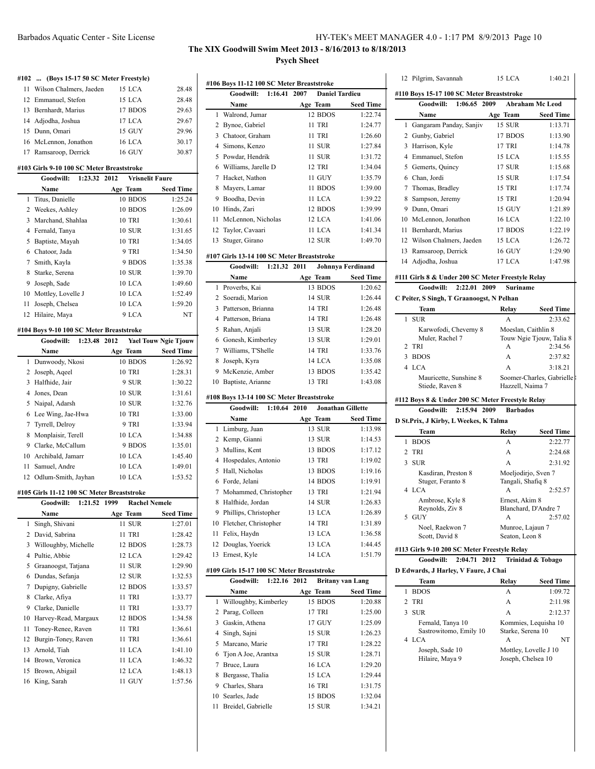# The XIX Goodwill Swim Meet 2013 - 8/16/2013 to 8/18/2013

## Psych Sheet

### #102 ... (Boys 15-17 50 SC Meter Freestyle)

| | Name | Age | Team | Seed Time |
|---|---|---|---|---|
| 11 | Wilson Chalmers, Jaeden | 15 | LCA | 28.48 |
| 12 | Emmanuel, Stefon | 15 | LCA | 28.48 |
| 13 | Bernhardt, Marius | 17 | BDOS | 29.63 |
| 14 | Adjodha, Joshua | 17 | LCA | 29.67 |
| 15 | Dunn, Omari | 15 | GUY | 29.96 |
| 16 | McLennon, Jonathon | 16 | LCA | 30.17 |
| 17 | Ramsaroop, Derrick | 16 | GUY | 30.87 |

### #103 Girls 9-10 100 SC Meter Breaststroke

Goodwill: 1:23.32 2012 Vrisnelit Faure

| | Name | Age | Team | Seed Time |
|---|---|---|---|---|
| 1 | Titus, Danielle | 10 | BDOS | 1:25.24 |
| 2 | Weekes, Ashley | 10 | BDOS | 1:26.09 |
| 3 | Marchand, Shahlaa | 10 | TRI | 1:30.61 |
| 4 | Fernald, Tanya | 10 | SUR | 1:31.65 |
| 5 | Baptiste, Mayah | 10 | TRI | 1:34.05 |
| 6 | Chatoor, Jada | 9 | TRI | 1:34.50 |
| 7 | Smith, Kayla | 9 | BDOS | 1:35.38 |
| 8 | Starke, Serena | 10 | SUR | 1:39.70 |
| 9 | Joseph, Sade | 10 | LCA | 1:49.60 |
| 10 | Mottley, Lovelle J | 10 | LCA | 1:52.49 |
| 11 | Joseph, Chelsea | 10 | LCA | 1:59.20 |
| 12 | Hilaire, Maya | 9 | LCA | NT |

### #104 Boys 9-10 100 SC Meter Breaststroke

Goodwill: 1:23.48 2012 Yael Touw Ngie Tjouw

| | Name | Age | Team | Seed Time |
|---|---|---|---|---|
| 1 | Dunwoody, Nkosi | 10 | BDOS | 1:26.92 |
| 2 | Joseph, Aqeel | 10 | TRI | 1:28.31 |
| 3 | Halfhide, Jair | 9 | SUR | 1:30.22 |
| 4 | Jones, Dean | 10 | SUR | 1:31.61 |
| 5 | Naipal, Adarsh | 10 | SUR | 1:32.76 |
| 6 | Lee Wing, Jae-Hwa | 10 | TRI | 1:33.00 |
| 7 | Tyrrell, Delroy | 9 | TRI | 1:33.94 |
| 8 | Monplaisir, Terell | 10 | LCA | 1:34.88 |
| 9 | Clarke, McCallum | 9 | BDOS | 1:35.01 |
| 10 | Archibald, Jamarr | 10 | LCA | 1:45.40 |
| 11 | Samuel, Andre | 10 | LCA | 1:49.01 |
| 12 | Odlum-Smith, Jayhan | 10 | LCA | 1:53.52 |

### #105 Girls 11-12 100 SC Meter Breaststroke

Goodwill: 1:21.52 1999 Rachel Nemele

| | Name | Age | Team | Seed Time |
|---|---|---|---|---|
| 1 | Singh, Shivani | 11 | SUR | 1:27.01 |
| 2 | David, Sabrina | 11 | TRI | 1:28.42 |
| 3 | Willoughby, Michelle | 12 | BDOS | 1:28.73 |
| 4 | Pultie, Abbie | 12 | LCA | 1:29.42 |
| 5 | Graanoogst, Tatjana | 11 | SUR | 1:29.90 |
| 6 | Dundas, Sefanja | 12 | SUR | 1:32.53 |
| 7 | Dupigny, Gabrielle | 12 | BDOS | 1:33.57 |
| 8 | Clarke, Afiya | 11 | TRI | 1:33.77 |
| 9 | Clarke, Danielle | 11 | TRI | 1:33.77 |
| 10 | Harvey-Read, Margaux | 12 | BDOS | 1:34.58 |
| 11 | Toney-Renee, Raven | 11 | TRI | 1:36.61 |
| 12 | Burgin-Toney, Raven | 11 | TRI | 1:36.61 |
| 13 | Arnold, Tiah | 11 | LCA | 1:41.10 |
| 14 | Brown, Veronica | 11 | LCA | 1:46.32 |
| 15 | Brown, Abigail | 12 | LCA | 1:48.13 |
| 16 | King, Sarah | 11 | GUY | 1:57.56 |

### #106 Boys 11-12 100 SC Meter Breaststroke

Goodwill: 1:16.41 2007 Daniel Tardieu

| | Name | Age | Team | Seed Time |
|---|---|---|---|---|
| 1 | Walrond, Jumar | 12 | BDOS | 1:22.74 |
| 2 | Bynoe, Gabriel | 11 | TRI | 1:24.77 |
| 3 | Chatoor, Graham | 11 | TRI | 1:26.60 |
| 4 | Simons, Kenzo | 11 | SUR | 1:27.84 |
| 5 | Powdar, Hendrik | 11 | SUR | 1:31.72 |
| 6 | Williams, Jarelle D | 12 | TRI | 1:34.04 |
| 7 | Hacket, Nathon | 11 | GUY | 1:35.79 |
| 8 | Mayers, Lamar | 11 | BDOS | 1:39.00 |
| 9 | Boodha, Devin | 11 | LCA | 1:39.22 |
| 10 | Hinds, Zari | 12 | BDOS | 1:39.99 |
| 11 | McLennon, Nicholas | 12 | LCA | 1:41.06 |
| 12 | Taylor, Cavaari | 11 | LCA | 1:41.34 |
| 13 | Stuger, Girano | 12 | SUR | 1:49.70 |

### #107 Girls 13-14 100 SC Meter Breaststroke

Goodwill: 1:21.32 2011 Johnnya Ferdinand

| | Name | Age | Team | Seed Time |
|---|---|---|---|---|
| 1 | Proverbs, Kai | 13 | BDOS | 1:20.62 |
| 2 | Soeradi, Marion | 14 | SUR | 1:26.44 |
| 3 | Patterson, Brianna | 14 | TRI | 1:26.48 |
| 4 | Patterson, Briana | 14 | TRI | 1:26.48 |
| 5 | Rahan, Anjali | 13 | SUR | 1:28.20 |
| 6 | Gonesh, Kimberley | 13 | SUR | 1:29.01 |
| 7 | Williams, T'Shelle | 14 | TRI | 1:33.76 |
| 8 | Joseph, Kyra | 14 | LCA | 1:35.08 |
| 9 | McKenzie, Amber | 13 | BDOS | 1:35.42 |
| 10 | Baptiste, Arianne | 13 | TRI | 1:43.08 |

### #108 Boys 13-14 100 SC Meter Breaststroke

Goodwill: 1:10.64 2010 Jonathan Gillette

| | Name | Age | Team | Seed Time |
|---|---|---|---|---|
| 1 | Limburg, Juan | 13 | SUR | 1:13.98 |
| 2 | Kemp, Gianni | 13 | SUR | 1:14.53 |
| 3 | Mullins, Kent | 13 | BDOS | 1:17.12 |
| 4 | Hospedales, Antonio | 13 | TRI | 1:19.02 |
| 5 | Hall, Nicholas | 13 | BDOS | 1:19.16 |
| 6 | Forde, Jelani | 14 | BDOS | 1:19.91 |
| 7 | Mohammed, Christopher | 13 | TRI | 1:21.94 |
| 8 | Halfhide, Jordan | 14 | SUR | 1:26.83 |
| 9 | Phillips, Christopher | 13 | LCA | 1:26.89 |
| 10 | Fletcher, Christopher | 14 | TRI | 1:31.89 |
| 11 | Felix, Haydn | 13 | LCA | 1:36.58 |
| 12 | Douglas, Yoerick | 13 | LCA | 1:44.45 |
| 13 | Ernest, Kyle | 14 | LCA | 1:51.79 |

### #109 Girls 15-17 100 SC Meter Breaststroke

Goodwill: 1:22.16 2012 Britany van Lang

| | Name | Age | Team | Seed Time |
|---|---|---|---|---|
| 1 | Willoughby, Kimberley | 15 | BDOS | 1:20.88 |
| 2 | Parag, Colleen | 17 | TRI | 1:25.00 |
| 3 | Gaskin, Athena | 17 | GUY | 1:25.09 |
| 4 | Singh, Sajni | 15 | SUR | 1:26.23 |
| 5 | Marcano, Marie | 17 | TRI | 1:28.22 |
| 6 | Tjon A Joe, Arantxa | 15 | SUR | 1:28.71 |
| 7 | Bruce, Laura | 16 | LCA | 1:29.20 |
| 8 | Bergasse, Thalia | 15 | LCA | 1:29.44 |
| 9 | Charles, Shara | 16 | TRI | 1:31.75 |
| 10 | Searles, Jade | 15 | BDOS | 1:32.04 |
| 11 | Breidel, Gabrielle | 15 | SUR | 1:34.21 |
| 12 | Pilgrim, Savannah | 15 | LCA | 1:40.21 |

### #110 Boys 15-17 100 SC Meter Breaststroke

Goodwill: 1:06.65 2009 Abraham Mc Leod

| | Name | Age | Team | Seed Time |
|---|---|---|---|---|
| 1 | Gangaram Panday, Sanjiv | 15 | SUR | 1:13.71 |
| 2 | Gunby, Gabriel | 17 | BDOS | 1:13.90 |
| 3 | Harrison, Kyle | 17 | TRI | 1:14.78 |
| 4 | Emmanuel, Stefon | 15 | LCA | 1:15.55 |
| 5 | Gemerts, Quincy | 17 | SUR | 1:15.68 |
| 6 | Chan, Jordi | 15 | SUR | 1:17.54 |
| 7 | Thomas, Bradley | 15 | TRI | 1:17.74 |
| 8 | Sampson, Jeremy | 15 | TRI | 1:20.94 |
| 9 | Dunn, Omari | 15 | GUY | 1:21.89 |
| 10 | McLennon, Jonathon | 16 | LCA | 1:22.10 |
| 11 | Bernhardt, Marius | 17 | BDOS | 1:22.19 |
| 12 | Wilson Chalmers, Jaeden | 15 | LCA | 1:26.72 |
| 13 | Ramsaroop, Derrick | 16 | GUY | 1:29.90 |
| 14 | Adjodha, Joshua | 17 | LCA | 1:47.98 |

### #111 Girls 8 & Under 200 SC Meter Freestyle Relay

Goodwill: 2:22.01 2009 Suriname

C Peiter, S Singh, T Graanoogst, N Pelhan

| | Team | Relay | Seed Time |
|---|---|---|---|
| 1 | SUR | A | 2:33.62 |
| | Karwofodi, Cheverny 8 | Moeslan, Caithlin 8 | |
| | Muler, Rachel 7 | Touw Ngie Tjouw, Talia 8 | |
| 2 | TRI | A | 2:34.56 |
| 3 | BDOS | A | 2:37.82 |
| 4 | LCA | A | 3:18.21 |
| | Mauricette, Sunshine 8 | Soomer-Charles, Gabrielle | |
| | Stiede, Raven 8 | Hazzell, Naima 7 | |

### #112 Boys 8 & Under 200 SC Meter Freestyle Relay

Goodwill: 2:15.94 2009 Barbados

D St.Prix, J Kirby, L Weekes, K Talma

| | Team | Relay | Seed Time |
|---|---|---|---|
| 1 | BDOS | A | 2:22.77 |
| 2 | TRI | A | 2:24.68 |
| 3 | SUR | A | 2:31.92 |
| | Kasdiran, Preston 8 | Moeljodirjo, Sven 7 | |
| | Stuger, Feranto 8 | Tangali, Shafiq 8 | |
| 4 | LCA | A | 2:52.57 |
| | Ambrose, Kyle 8 | Ernest, Akim 8 | |
| | Reynolds, Ziv 8 | Blanchard, D'Andre 7 | |
| 5 | GUY | A | 2:57.02 |
| | Noel, Raekwon 7 | Munroe, Lajaun 7 | |
| | Scott, David 8 | Seaton, Leon 8 | |

### #113 Girls 9-10 200 SC Meter Freestyle Relay

Goodwill: 2:04.71 2012 Trinidad & Tobago

D Edwards, J Harley, V Faure, J Chai

| | Team | Relay | Seed Time |
|---|---|---|---|
| 1 | BDOS | A | 1:09.72 |
| 2 | TRI | A | 2:11.98 |
| 3 | SUR | A | 2:12.37 |
| | Fernald, Tanya 10 | Kommies, Lequisha 10 | |
| | Sastrowitomo, Emily 10 | Starke, Serena 10 | |
| 4 | LCA | A | NT |
| | Joseph, Sade 10 | Mottley, Lovelle J 10 | |
| | Hilaire, Maya 9 | Joseph, Chelsea 10 | |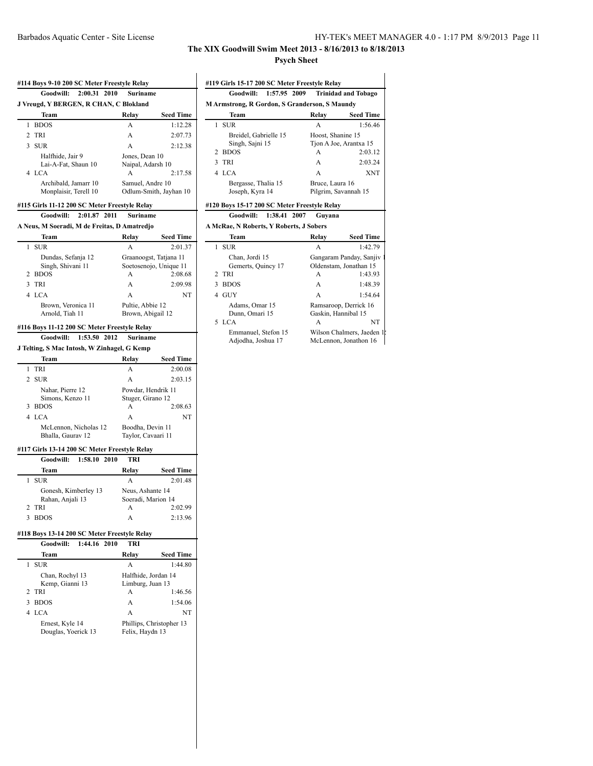# The XIX Goodwill Swim Meet 2013 - 8/16/2013 to 8/18/2013

## Psych Sheet

### #114 Boys 9-10 200 SC Meter Freestyle Relay

Goodwill: 2:00.31 2010 Suriname

J Vreugd, Y BERGEN, R CHAN, C Blokland

| | Team | Relay | Seed Time |
|---|---|---|---|
| 1 | BDOS | A | 1:12.28 |
| 2 | TRI | A | 2:07.73 |
| 3 | SUR | A | 2:12.38 |
| | Halfhide, Jair 9 | Jones, Dean 10 | |
| | Lai-A-Fat, Shaun 10 | Naipal, Adarsh 10 | |
| 4 | LCA | A | 2:17.58 |
| | Archibald, Jamarr 10 | Samuel, Andre 10 | |
| | Monplaisir, Terell 10 | Odlum-Smith, Jayhan 10 | |

### #115 Girls 11-12 200 SC Meter Freestyle Relay

Goodwill: 2:01.87 2011 Suriname

A Neus, M Soeradi, M de Freitas, D Amatredjo

| | Team | Relay | Seed Time |
|---|---|---|---|
| 1 | SUR | A | 2:01.37 |
| | Dundas, Sefanja 12 | Graanoogst, Tatjana 11 | |
| | Singh, Shivani 11 | Soetosenojo, Unique 11 | |
| 2 | BDOS | A | 2:08.68 |
| 3 | TRI | A | 2:09.98 |
| 4 | LCA | A | NT |
| | Brown, Veronica 11 | Pultie, Abbie 12 | |
| | Arnold, Tiah 11 | Brown, Abigail 12 | |

### #116 Boys 11-12 200 SC Meter Freestyle Relay

Goodwill: 1:53.50 2012 Suriname

J Telting, S Mac Intosh, W Zinhagel, G Kemp

| | Team | Relay | Seed Time |
|---|---|---|---|
| 1 | TRI | A | 2:00.08 |
| 2 | SUR | A | 2:03.15 |
| | Nahar, Pierre 12 | Powdar, Hendrik 11 | |
| | Simons, Kenzo 11 | Stuger, Girano 12 | |
| 3 | BDOS | A | 2:08.63 |
| 4 | LCA | A | NT |
| | McLennon, Nicholas 12 | Boodha, Devin 11 | |
| | Bhalla, Gaurav 12 | Taylor, Cavaari 11 | |

### #117 Girls 13-14 200 SC Meter Freestyle Relay

Goodwill: 1:58.10 2010 TRI

| | Team | Relay | Seed Time |
|---|---|---|---|
| 1 | SUR | A | 2:01.48 |
| | Gonesh, Kimberley 13 | Neus, Ashante 14 | |
| | Rahan, Anjali 13 | Soeradi, Marion 14 | |
| 2 | TRI | A | 2:02.99 |
| 3 | BDOS | A | 2:13.96 |

### #118 Boys 13-14 200 SC Meter Freestyle Relay

Goodwill: 1:44.16 2010 TRI

| | Team | Relay | Seed Time |
|---|---|---|---|
| 1 | SUR | A | 1:44.80 |
| | Chan, Rochyl 13 | Halfhide, Jordan 14 | |
| | Kemp, Gianni 13 | Limburg, Juan 13 | |
| 2 | TRI | A | 1:46.56 |
| 3 | BDOS | A | 1:54.06 |
| 4 | LCA | A | NT |
| | Ernest, Kyle 14 | Phillips, Christopher 13 | |
| | Douglas, Yoerick 13 | Felix, Haydn 13 | |

### #119 Girls 15-17 200 SC Meter Freestyle Relay

Goodwill: 1:57.95 2009 Trinidad and Tobago

M Armstrong, R Gordon, S Granderson, S Maundy

| | Team | Relay | Seed Time |
|---|---|---|---|
| 1 | SUR | A | 1:56.46 |
| | Breidel, Gabrielle 15 | Hoost, Shanine 15 | |
| | Singh, Sajni 15 | Tjon A Joe, Arantxa 15 | |
| 2 | BDOS | A | 2:03.12 |
| 3 | TRI | A | 2:03.24 |
| 4 | LCA | A | XNT |
| | Bergasse, Thalia 15 | Bruce, Laura 16 | |
| | Joseph, Kyra 14 | Pilgrim, Savannah 15 | |

### #120 Boys 15-17 200 SC Meter Freestyle Relay

Goodwill: 1:38.41 2007 Guyana

A McRae, N Roberts, Y Roberts, J Sobers

| | Team | Relay | Seed Time |
|---|---|---|---|
| 1 | SUR | A | 1:42.79 |
| | Chan, Jordi 15 | Gangaram Panday, Sanjiv | |
| | Gemerts, Quincy 17 | Oldenstam, Jonathan 15 | |
| 2 | TRI | A | 1:43.93 |
| 3 | BDOS | A | 1:48.39 |
| 4 | GUY | A | 1:54.64 |
| | Adams, Omar 15 | Ramsaroop, Derrick 16 | |
| | Dunn, Omari 15 | Gaskin, Hannibal 15 | |
| 5 | LCA | A | NT |
| | Emmanuel, Stefon 15 | Wilson Chalmers, Jaeden 1 | |
| | Adjodha, Joshua 17 | McLennon, Jonathon 16 | |